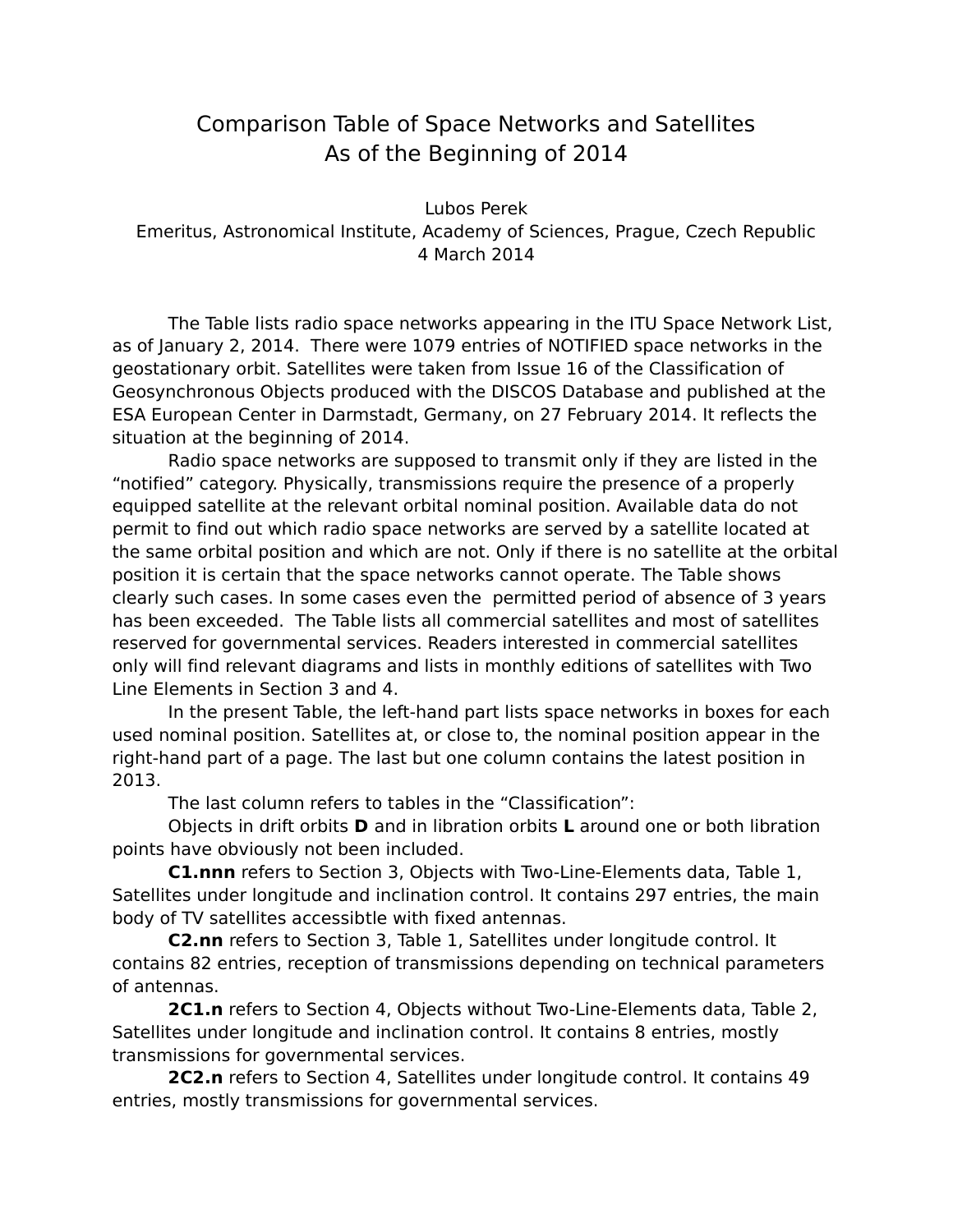# Comparison Table of Space Networks and Satellites
# As of the Beginning of 2014

Lubos Perek
Emeritus, Astronomical Institute, Academy of Sciences, Prague, Czech Republic
4 March 2014

The Table lists radio space networks appearing in the ITU Space Network List, as of January 2, 2014. There were 1079 entries of NOTIFIED space networks in the geostationary orbit. Satellites were taken from Issue 16 of the Classification of Geosynchronous Objects produced with the DISCOS Database and published at the ESA European Center in Darmstadt, Germany, on 27 February 2014. It reflects the situation at the beginning of 2014.

Radio space networks are supposed to transmit only if they are listed in the "notified" category. Physically, transmissions require the presence of a properly equipped satellite at the relevant orbital nominal position. Available data do not permit to find out which radio space networks are served by a satellite located at the same orbital position and which are not. Only if there is no satellite at the orbital position it is certain that the space networks cannot operate. The Table shows clearly such cases. In some cases even the permitted period of absence of 3 years has been exceeded. The Table lists all commercial satellites and most of satellites reserved for governmental services. Readers interested in commercial satellites only will find relevant diagrams and lists in monthly editions of satellites with Two Line Elements in Section 3 and 4.

In the present Table, the left-hand part lists space networks in boxes for each used nominal position. Satellites at, or close to, the nominal position appear in the right-hand part of a page. The last but one column contains the latest position in 2013.

The last column refers to tables in the "Classification":

Objects in drift orbits **D** and in libration orbits **L** around one or both libration points have obviously not been included.

**C1.nnn** refers to Section 3, Objects with Two-Line-Elements data, Table 1, Satellites under longitude and inclination control. It contains 297 entries, the main body of TV satellites accessibtle with fixed antennas.

**C2.nn** refers to Section 3, Table 1, Satellites under longitude control. It contains 82 entries, reception of transmissions depending on technical parameters of antennas.

**2C1.n** refers to Section 4, Objects without Two-Line-Elements data, Table 2, Satellites under longitude and inclination control. It contains 8 entries, mostly transmissions for governmental services.

**2C2.n** refers to Section 4, Satellites under longitude control. It contains 49 entries, mostly transmissions for governmental services.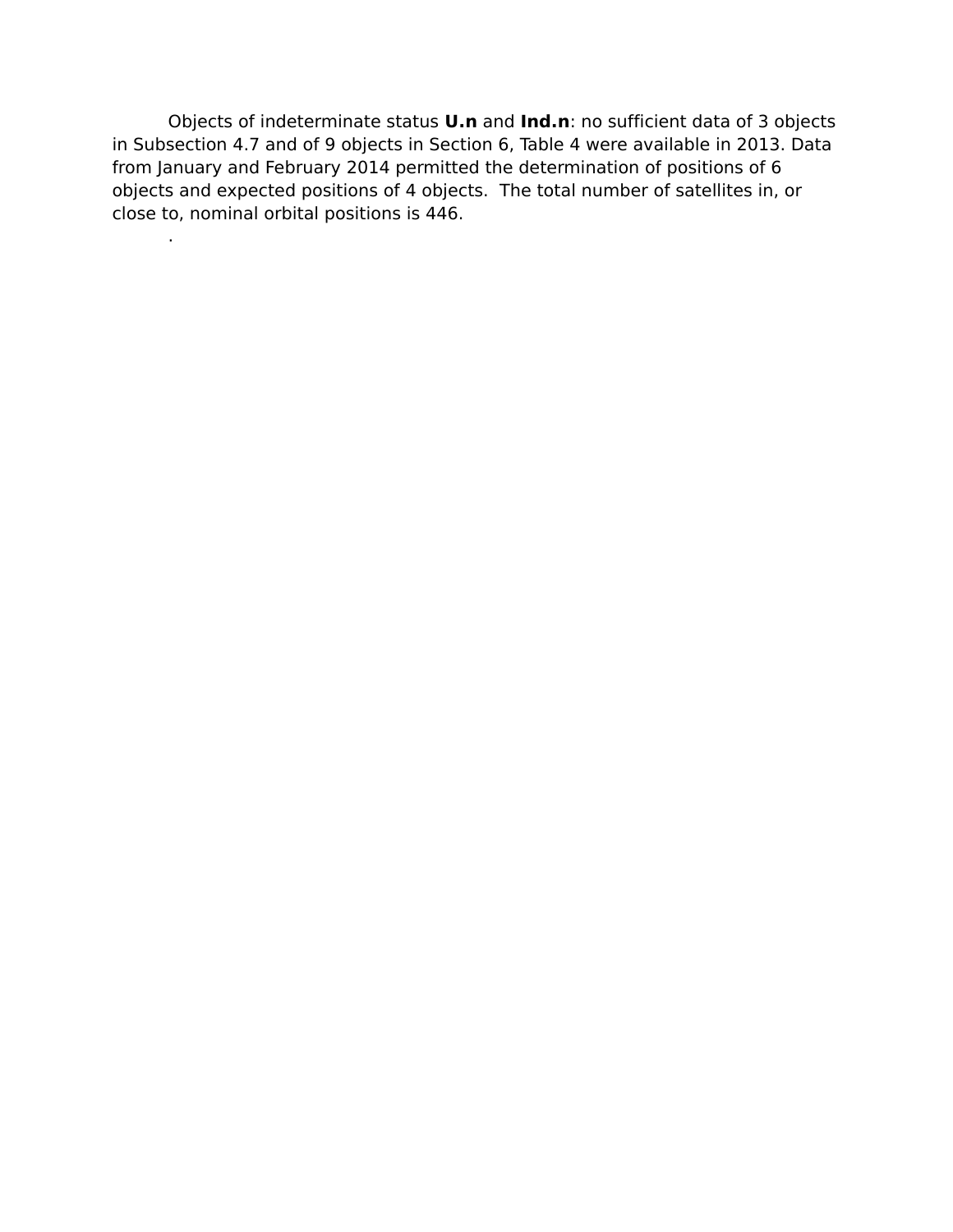Objects of indeterminate status **U.n** and **Ind.n**: no sufficient data of 3 objects in Subsection 4.7 and of 9 objects in Section 6, Table 4 were available in 2013. Data from January and February 2014 permitted the determination of positions of 6 objects and expected positions of 4 objects. The total number of satellites in, or close to, nominal orbital positions is 446.

.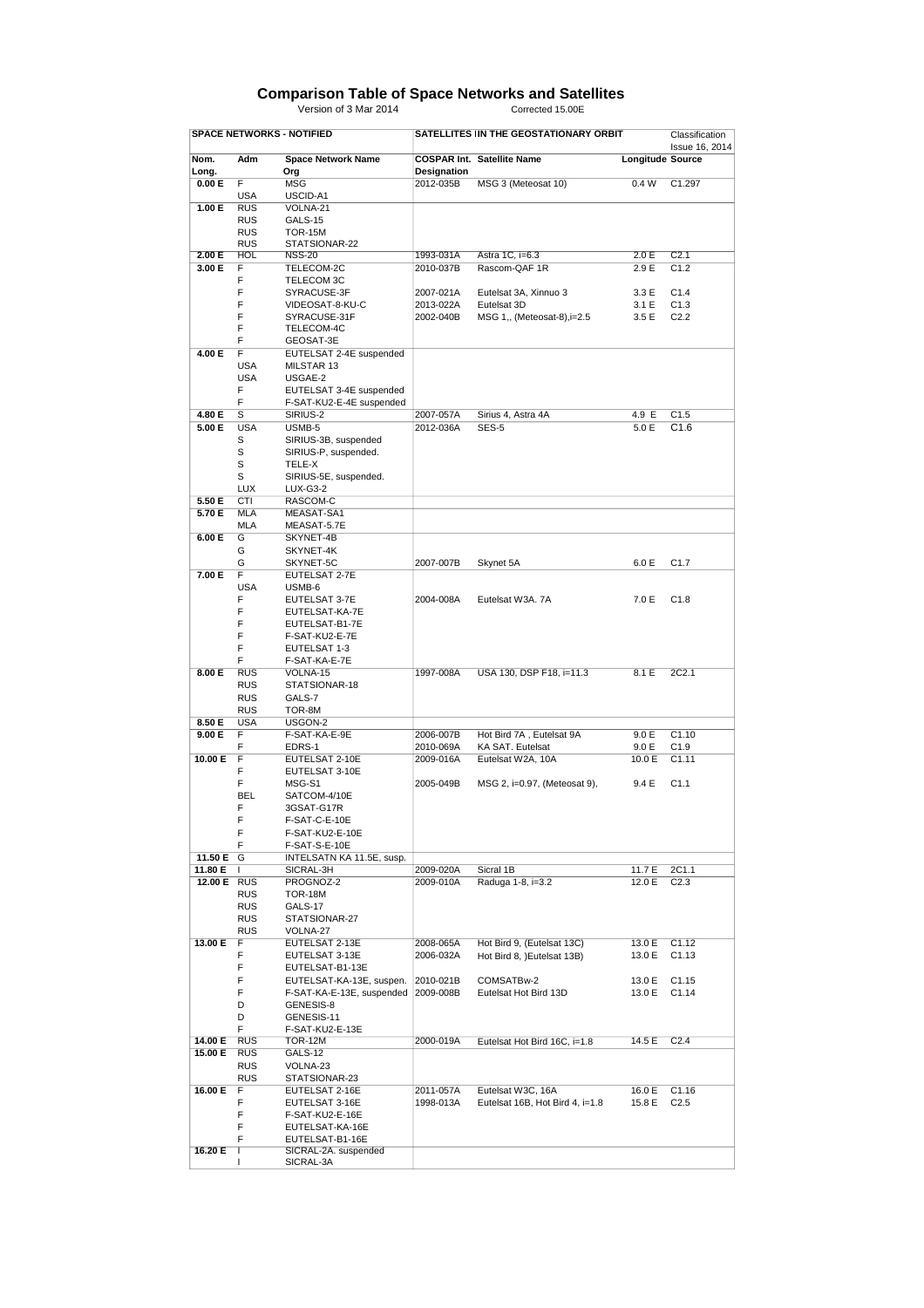# Comparison Table of Space Networks and Satellites

Version of 3 Mar 2014 Corrected 15.00E

| SPACE NETWORKS - NOTIFIED | | | SATELLITES IN THE GEOSTATIONARY ORBIT | | | Classification Issue 16, 2014 |
|---|---|---|---|---|---|---|
| Nom. Long. | Adm | Space Network Name Org | COSPAR Int. Designation | Satellite Name | Longitude | Source |
| 0.00 E | F | MSG | 2012-035B | MSG 3 (Meteosat 10) | 0.4 W | C1.297 |
| | USA | USCID-A1 | | | | |
| 1.00 E | RUS | VOLNA-21 | | | | |
| | RUS | GALS-15 | | | | |
| | RUS | TOR-15M | | | | |
| | RUS | STATSIONAR-22 | | | | |
| 2.00 E | HOL | NSS-20 | 1993-031A | Astra 1C, i=6.3 | 2.0 E | C2.1 |
| 3.00 E | F | TELECOM-2C | 2010-037B | Rascom-QAF 1R | 2.9 E | C1.2 |
| | F | TELECOM 3C | | | | |
| | F | SYRACUSE-3F | 2007-021A | Eutelsat 3A, Xinnuo 3 | 3.3 E | C1.4 |
| | F | VIDEOSAT-8-KU-C | 2013-022A | Eutelsat 3D | 3.1 E | C1.3 |
| | F | SYRACUSE-31F | 2002-040B | MSG 1,, (Meteosat-8),i=2.5 | 3.5 E | C2.2 |
| | F | TELECOM-4C | | | | |
| | F | GEOSAT-3E | | | | |
| 4.00 E | F | EUTELSAT 2-4E suspended | | | | |
| | USA | MILSTAR 13 | | | | |
| | USA | USGAE-2 | | | | |
| | F | EUTELSAT 3-4E suspended | | | | |
| | F | F-SAT-KU2-E-4E suspended | | | | |
| 4.80 E | S | SIRIUS-2 | 2007-057A | Sirius 4, Astra 4A | 4.9 E | C1.5 |
| 5.00 E | USA | USMB-5 | 2012-036A | SES-5 | 5.0 E | C1.6 |
| | S | SIRIUS-3B, suspended | | | | |
| | S | SIRIUS-P, suspended. | | | | |
| | S | TELE-X | | | | |
| | S | SIRIUS-5E, suspended. | | | | |
| | LUX | LUX-G3-2 | | | | |
| 5.50 E | CTI | RASCOM-C | | | | |
| 5.70 E | MLA | MEASAT-SA1 | | | | |
| | MLA | MEASAT-5.7E | | | | |
| 6.00 E | G | SKYNET-4B | | | | |
| | G | SKYNET-4K | | | | |
| | G | SKYNET-5C | 2007-007B | Skynet 5A | 6.0 E | C1.7 |
| 7.00 E | F | EUTELSAT 2-7E | | | | |
| | USA | USMB-6 | | | | |
| | F | EUTELSAT 3-7E | 2004-008A | Eutelsat W3A. 7A | 7.0 E | C1.8 |
| | F | EUTELSAT-KA-7E | | | | |
| | F | EUTELSAT-B1-7E | | | | |
| | F | F-SAT-KU2-E-7E | | | | |
| | F | EUTELSAT 1-3 | | | | |
| | F | F-SAT-KA-E-7E | | | | |
| 8.00 E | RUS | VOLNA-15 | 1997-008A | USA 130, DSP F18, i=11.3 | 8.1 E | 2C2.1 |
| | RUS | STATSIONAR-18 | | | | |
| | RUS | GALS-7 | | | | |
| | RUS | TOR-8M | | | | |
| 8.50 E | USA | USGON-2 | | | | |
| 9.00 E | F | F-SAT-KA-E-9E | 2006-007B | Hot Bird 7A , Eutelsat 9A | 9.0 E | C1.10 |
| | F | EDRS-1 | 2010-069A | KA SAT. Eutelsat | 9.0 E | C1.9 |
| 10.00 E | F | EUTELSAT 2-10E | 2009-016A | Eutelsat W2A, 10A | 10.0 E | C1.11 |
| | F | EUTELSAT 3-10E | | | | |
| | F | MSG-S1 | 2005-049B | MSG 2, i=0.97, (Meteosat 9), | 9.4 E | C1.1 |
| | BEL | SATCOM-4/10E | | | | |
| | F | 3GSAT-G17R | | | | |
| | F | F-SAT-C-E-10E | | | | |
| | F | F-SAT-KU2-E-10E | | | | |
| | F | F-SAT-S-E-10E | | | | |
| 11.50 E | G | INTELSATN KA 11.5E, susp. | | | | |
| 11.80 E | I | SICRAL-3H | 2009-020A | Sicral 1B | 11.7 E | 2C1.1 |
| 12.00 E | RUS | PROGNOZ-2 | 2009-010A | Raduga 1-8, i=3.2 | 12.0 E | C2.3 |
| | RUS | TOR-18M | | | | |
| | RUS | GALS-17 | | | | |
| | RUS | STATSIONAR-27 | | | | |
| | RUS | VOLNA-27 | | | | |
| 13.00 E | F | EUTELSAT 2-13E | 2008-065A | Hot Bird 9, (Eutelsat 13C) | 13.0 E | C1.12 |
| | F | EUTELSAT 3-13E | 2006-032A | Hot Bird 8, )Eutelsat 13B) | 13.0 E | C1.13 |
| | F | EUTELSAT-B1-13E | | | | |
| | F | EUTELSAT-KA-13E, suspen. | 2010-021B | COMSATBw-2 | 13.0 E | C1.15 |
| | F | F-SAT-KA-E-13E, suspended | 2009-008B | Eutelsat Hot Bird 13D | 13.0 E | C1.14 |
| | D | GENESIS-8 | | | | |
| | D | GENESIS-11 | | | | |
| | F | F-SAT-KU2-E-13E | | | | |
| 14.00 E | RUS | TOR-12M | 2000-019A | Eutelsat Hot Bird 16C, i=1.8 | 14.5 E | C2.4 |
| 15.00 E | RUS | GALS-12 | | | | |
| | RUS | VOLNA-23 | | | | |
| | RUS | STATSIONAR-23 | | | | |
| 16.00 E | F | EUTELSAT 2-16E | 2011-057A | Eutelsat W3C, 16A | 16.0 E | C1.16 |
| | F | EUTELSAT 3-16E | 1998-013A | Eutelsat 16B, Hot Bird 4, i=1.8 | 15.8 E | C2.5 |
| | F | F-SAT-KU2-E-16E | | | | |
| | F | EUTELSAT-KA-16E | | | | |
| | F | EUTELSAT-B1-16E | | | | |
| 16.20 E | I | SICRAL-2A. suspended | | | | |
| | I | SICRAL-3A | | | | |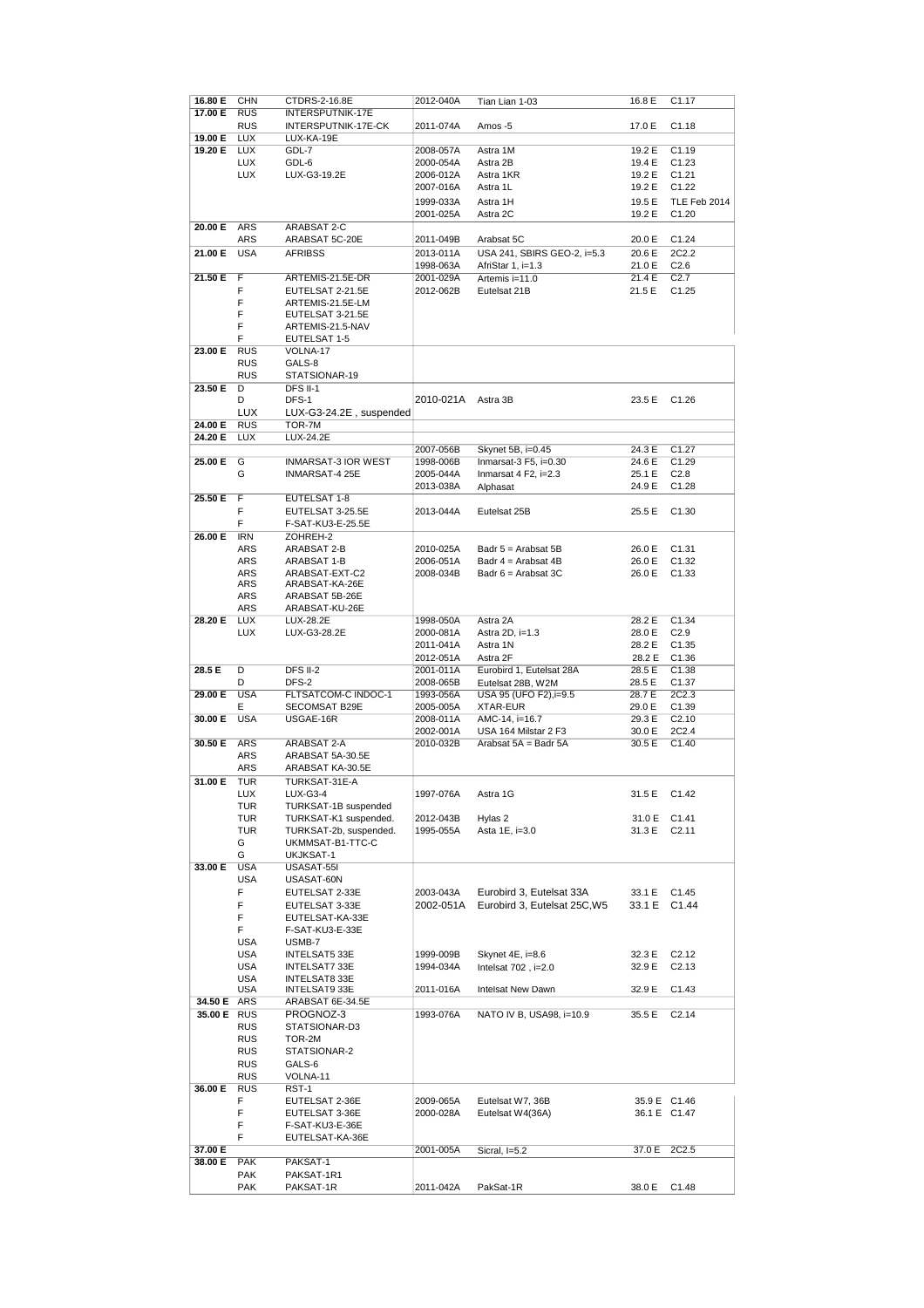| | | | | | | |
|---|---|---|---|---|---|---|
| **16.80 E** | CHN | CTDRS-2-16.8E | 2012-040A | Tian Lian 1-03 | 16.8 E | C1.17 |
| **17.00 E** | RUS | INTERSPUTNIK-17E | | | | |
| | RUS | INTERSPUTNIK-17E-CK | 2011-074A | Amos -5 | 17.0 E | C1.18 |
| **19.00 E** | LUX | LUX-KA-19E | | | | |
| **19.20 E** | LUX | GDL-7 | 2008-057A | Astra 1M | 19.2 E | C1.19 |
| | LUX | GDL-6 | 2000-054A | Astra 2B | 19.4 E | C1.23 |
| | LUX | LUX-G3-19.2E | 2006-012A | Astra 1KR | 19.2 E | C1.21 |
| | | | 2007-016A | Astra 1L | 19.2 E | C1.22 |
| | | | 1999-033A | Astra 1H | 19.5 E | TLE Feb 2014 |
| | | | 2001-025A | Astra 2C | 19.2 E | C1.20 |
| **20.00 E** | ARS | ARABSAT 2-C | | | | |
| | ARS | ARABSAT 5C-20E | 2011-049B | Arabsat 5C | 20.0 E | C1.24 |
| **21.00 E** | USA | AFRIBSS | 2013-011A | USA 241, SBIRS GEO-2, i=5.3 | 20.6 E | 2C2.2 |
| | | | 1998-063A | AfriStar 1, i=1.3 | 21.0 E | C2.6 |
| **21.50 E** | F | ARTEMIS-21.5E-DR | 2001-029A | Artemis i=11.0 | 21.4 E | C2.7 |
| | F | EUTELSAT 2-21.5E | 2012-062B | Eutelsat 21B | 21.5 E | C1.25 |
| | F | ARTEMIS-21.5E-LM | | | | |
| | F | EUTELSAT 3-21.5E | | | | |
| | F | ARTEMIS-21.5-NAV | | | | |
| | F | EUTELSAT 1-5 | | | | |
| **23.00 E** | RUS | VOLNA-17 | | | | |
| | RUS | GALS-8 | | | | |
| | RUS | STATSIONAR-19 | | | | |
| **23.50 E** | D | DFS II-1 | | | | |
| | D | DFS-1 | 2010-021A | Astra 3B | 23.5 E | C1.26 |
| | LUX | LUX-G3-24.2E , suspended | | | | |
| **24.00 E** | RUS | TOR-7M | | | | |
| **24.20 E** | LUX | LUX-24.2E | | | | |
| | | | 2007-056B | Skynet 5B, i=0.45 | 24.3 E | C1.27 |
| **25.00 E** | G | INMARSAT-3 IOR WEST | 1998-006B | Inmarsat-3 F5, i=0.30 | 24.6 E | C1.29 |
| | G | INMARSAT-4 25E | 2005-044A | Inmarsat 4 F2, i=2.3 | 25.1 E | C2.8 |
| | | | 2013-038A | Alphasat | 24.9 E | C1.28 |
| **25.50 E** | F | EUTELSAT 1-8 | | | | |
| | F | EUTELSAT 3-25.5E | 2013-044A | Eutelsat 25B | 25.5 E | C1.30 |
| | F | F-SAT-KU3-E-25.5E | | | | |
| **26.00 E** | IRN | ZOHREH-2 | | | | |
| | ARS | ARABSAT 2-B | 2010-025A | Badr 5 = Arabsat 5B | 26.0 E | C1.31 |
| | ARS | ARABSAT 1-B | 2006-051A | Badr 4 = Arabsat 4B | 26.0 E | C1.32 |
| | ARS | ARABSAT-EXT-C2 | 2008-034B | Badr 6 = Arabsat 3C | 26.0 E | C1.33 |
| | ARS | ARABSAT-KA-26E | | | | |
| | ARS | ARABSAT 5B-26E | | | | |
| | ARS | ARABSAT-KU-26E | | | | |
| **28.20 E** | LUX | LUX-28.2E | 1998-050A | Astra 2A | 28.2 E | C1.34 |
| | LUX | LUX-G3-28.2E | 2000-081A | Astra 2D, i=1.3 | 28.0 E | C2.9 |
| | | | 2011-041A | Astra 1N | 28.2 E | C1.35 |
| | | | 2012-051A | Astra 2F | 28.2 E | C1.36 |
| **28.5 E** | D | DFS II-2 | 2001-011A | Eurobird 1, Eutelsat 28A | 28.5 E | C1.38 |
| | D | DFS-2 | 2008-065B | Eutelsat 28B, W2M | 28.5 E | C1.37 |
| **29.00 E** | USA | FLTSATCOM-C INDOC-1 | 1993-056A | USA 95 (UFO F2),i=9.5 | 28.7 E | 2C2.3 |
| | E | SECOMSAT B29E | 2005-005A | XTAR-EUR | 29.0 E | C1.39 |
| **30.00 E** | USA | USGAE-16R | 2008-011A | AMC-14, i=16.7 | 29.3 E | C2.10 |
| | | | 2002-001A | USA 164 Milstar 2 F3 | 30.0 E | 2C2.4 |
| **30.50 E** | ARS | ARABSAT 2-A | 2010-032B | Arabsat 5A = Badr 5A | 30.5 E | C1.40 |
| | ARS | ARABSAT 5A-30.5E | | | | |
| | ARS | ARABSAT KA-30.5E | | | | |
| **31.00 E** | TUR | TURKSAT-31E-A | | | | |
| | LUX | LUX-G3-4 | 1997-076A | Astra 1G | 31.5 E | C1.42 |
| | TUR | TURKSAT-1B suspended | | | | |
| | TUR | TURKSAT-K1 suspended. | 2012-043B | Hylas 2 | 31.0 E | C1.41 |
| | TUR | TURKSAT-2b, suspended. | 1995-055A | Asta 1E, i=3.0 | 31.3 E | C2.11 |
| | G | UKMMSAT-B1-TTC-C | | | | |
| | G | UKJKSAT-1 | | | | |
| **33.00 E** | USA | USASAT-55I | | | | |
| | USA | USASAT-60N | | | | |
| | F | EUTELSAT 2-33E | 2003-043A | Eurobird 3, Eutelsat 33A | 33.1 E | C1.45 |
| | F | EUTELSAT 3-33E | 2002-051A | Eurobird 3, Eutelsat 25C,W5 | 33.1 E | C1.44 |
| | F | EUTELSAT-KA-33E | | | | |
| | F | F-SAT-KU3-E-33E | | | | |
| | USA | USMB-7 | | | | |
| | USA | INTELSAT5 33E | 1999-009B | Skynet 4E, i=8.6 | 32.3 E | C2.12 |
| | USA | INTELSAT7 33E | 1994-034A | Intelsat 702 , i=2.0 | 32.9 E | C2.13 |
| | USA | INTELSAT8 33E | | | | |
| | USA | INTELSAT9 33E | 2011-016A | Intelsat New Dawn | 32.9 E | C1.43 |
| **34.50 E** | ARS | ARABSAT 6E-34.5E | | | | |
| **35.00 E** | RUS | PROGNOZ-3 | 1993-076A | NATO IV B, USA98, i=10.9 | 35.5 E | C2.14 |
| | RUS | STATSIONAR-D3 | | | | |
| | RUS | TOR-2M | | | | |
| | RUS | STATSIONAR-2 | | | | |
| | RUS | GALS-6 | | | | |
| | RUS | VOLNA-11 | | | | |
| **36.00 E** | RUS | RST-1 | | | | |
| | F | EUTELSAT 2-36E | 2009-065A | Eutelsat W7, 36B | 35.9 E | C1.46 |
| | F | EUTELSAT 3-36E | 2000-028A | Eutelsat W4(36A) | 36.1 E | C1.47 |
| | F | F-SAT-KU3-E-36E | | | | |
| | F | EUTELSAT-KA-36E | | | | |
| **37.00 E** | | | 2001-005A | Sicral, I=5.2 | 37.0 E | 2C2.5 |
| **38.00 E** | PAK | PAKSAT-1 | | | | |
| | PAK | PAKSAT-1R1 | | | | |
| | PAK | PAKSAT-1R | 2011-042A | PakSat-1R | 38.0 E | C1.48 |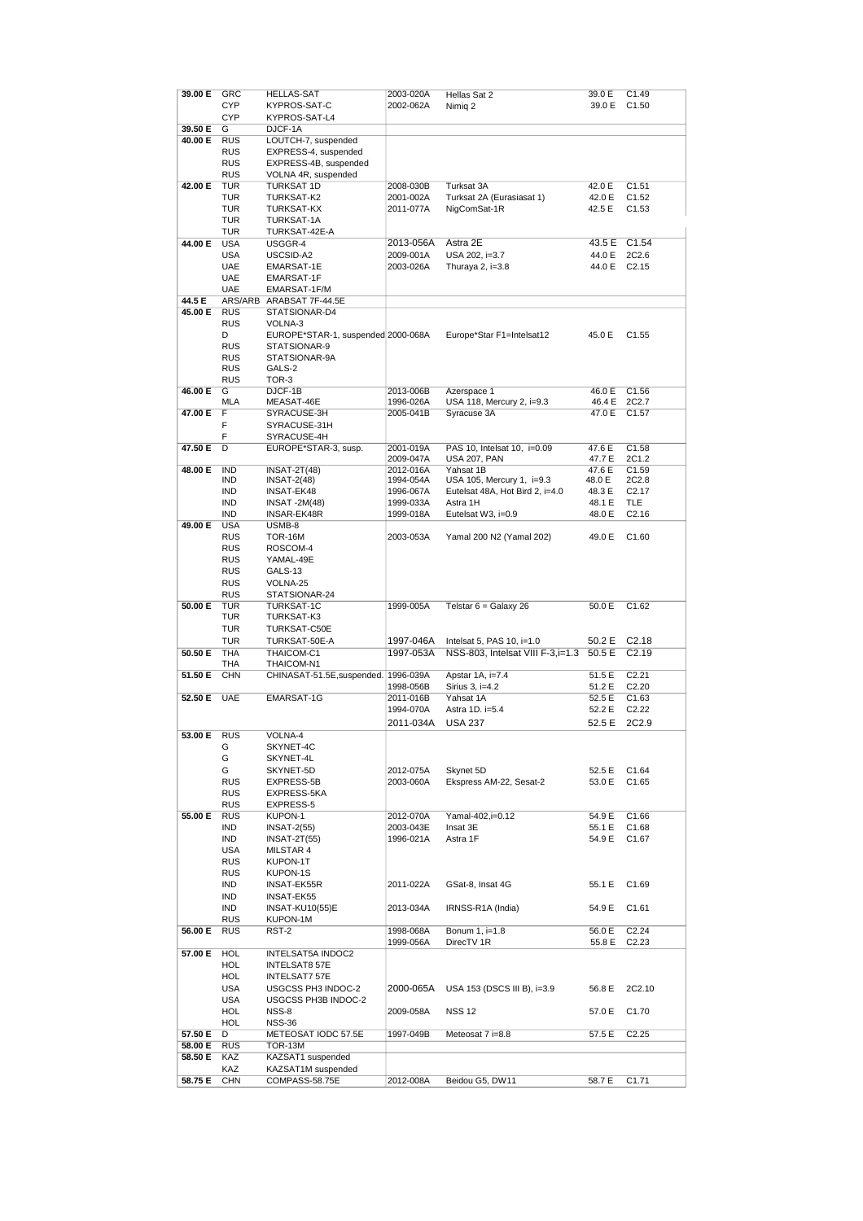| | | | | | | |
|---|---|---|---|---|---|---|
| **39.00 E** | GRC | HELLAS-SAT | 2003-020A | Hellas Sat 2 | 39.0 E | C1.49 |
| | CYP | KYPROS-SAT-C | 2002-062A | Nimiq 2 | 39.0 E | C1.50 |
| | CYP | KYPROS-SAT-L4 | | | | |
| **39.50 E** | G | DJCF-1A | | | | |
| **40.00 E** | RUS | LOUTCH-7, suspended | | | | |
| | RUS | EXPRESS-4, suspended | | | | |
| | RUS | EXPRESS-4B, suspended | | | | |
| | RUS | VOLNA 4R, suspended | | | | |
| **42.00 E** | TUR | TURKSAT 1D | 2008-030B | Turksat 3A | 42.0 E | C1.51 |
| | TUR | TURKSAT-K2 | 2001-002A | Turksat 2A (Eurasiasat 1) | 42.0 E | C1.52 |
| | TUR | TURKSAT-KX | 2011-077A | NigComSat-1R | 42.5 E | C1.53 |
| | TUR | TURKSAT-1A | | | | |
| | TUR | TURKSAT-42E-A | | | | |
| **44.00 E** | USA | USGGR-4 | 2013-056A | Astra 2E | 43.5 E | C1.54 |
| | USA | USCSID-A2 | 2009-001A | USA 202, i=3.7 | 44.0 E | 2C2.6 |
| | UAE | EMARSAT-1E | 2003-026A | Thuraya 2, i=3.8 | 44.0 E | C2.15 |
| | UAE | EMARSAT-1F | | | | |
| | UAE | EMARSAT-1F/M | | | | |
| **44.5 E** | ARS/ARB | ARABSAT 7F-44.5E | | | | |
| **45.00 E** | RUS | STATSIONAR-D4 | | | | |
| | RUS | VOLNA-3 | | | | |
| | D | EUROPE*STAR-1, suspended | 2000-068A | Europe*Star F1=Intelsat12 | 45.0 E | C1.55 |
| | RUS | STATSIONAR-9 | | | | |
| | RUS | STATSIONAR-9A | | | | |
| | RUS | GALS-2 | | | | |
| | RUS | TOR-3 | | | | |
| **46.00 E** | G | DJCF-1B | 2013-006B | Azerspace 1 | 46.0 E | C1.56 |
| | MLA | MEASAT-46E | 1996-026A | USA 118, Mercury 2, i=9.3 | 46.4 E | 2C2.7 |
| **47.00 E** | F | SYRACUSE-3H | 2005-041B | Syracuse 3A | 47.0 E | C1.57 |
| | F | SYRACUSE-31H | | | | |
| | F | SYRACUSE-4H | | | | |
| **47.50 E** | D | EUROPE*STAR-3, susp. | 2001-019A | PAS 10, Intelsat 10, i=0.09 | 47.6 E | C1.58 |
| | | | 2009-047A | USA 207, PAN | 47.7 E | 2C1.2 |
| **48.00 E** | IND | INSAT-2T(48) | 2012-016A | Yahsat 1B | 47.6 E | C1.59 |
| | IND | INSAT-2(48) | 1994-054A | USA 105, Mercury 1, i=9.3 | 48.0 E | 2C2.8 |
| | IND | INSAT-EK48 | 1996-067A | Eutelsat 48A, Hot Bird 2, i=4.0 | 48.3 E | C2.17 |
| | IND | INSAT -2M(48) | 1999-033A | Astra 1H | 48.1 E | TLE |
| | IND | INSAR-EK48R | 1999-018A | Eutelsat W3, i=0.9 | 48.0 E | C2.16 |
| **49.00 E** | USA | USMB-8 | | | | |
| | RUS | TOR-16M | 2003-053A | Yamal 200 N2 (Yamal 202) | 49.0 E | C1.60 |
| | RUS | ROSCOM-4 | | | | |
| | RUS | YAMAL-49E | | | | |
| | RUS | GALS-13 | | | | |
| | RUS | VOLNA-25 | | | | |
| | RUS | STATSIONAR-24 | | | | |
| **50.00 E** | TUR | TURKSAT-1C | 1999-005A | Telstar 6 = Galaxy 26 | 50.0 E | C1.62 |
| | TUR | TURKSAT-K3 | | | | |
| | TUR | TURKSAT-C50E | | | | |
| | TUR | TURKSAT-50E-A | 1997-046A | Intelsat 5, PAS 10, i=1.0 | 50.2 E | C2.18 |
| **50.50 E** | THA | THAICOM-C1 | 1997-053A | NSS-803, Intelsat VIII F-3,i=1.3 | 50.5 E | C2.19 |
| | THA | THAICOM-N1 | | | | |
| **51.50 E** | CHN | CHINASAT-51.5E,suspended. | 1996-039A | Apstar 1A, i=7.4 | 51.5 E | C2.21 |
| | | | 1998-056B | Sirius 3, i=4.2 | 51.2 E | C2.20 |
| **52.50 E** | UAE | EMARSAT-1G | 2011-016B | Yahsat 1A | 52.5 E | C1.63 |
| | | | 1994-070A | Astra 1D. i=5.4 | 52.2 E | C2.22 |
| | | | 2011-034A | USA 237 | 52.5 E | 2C2.9 |
| **53.00 E** | RUS | VOLNA-4 | | | | |
| | G | SKYNET-4C | | | | |
| | G | SKYNET-4L | | | | |
| | G | SKYNET-5D | 2012-075A | Skynet 5D | 52.5 E | C1.64 |
| | RUS | EXPRESS-5B | 2003-060A | Ekspress AM-22, Sesat-2 | 53.0 E | C1.65 |
| | RUS | EXPRESS-5KA | | | | |
| | RUS | EXPRESS-5 | | | | |
| **55.00 E** | RUS | KUPON-1 | 2012-070A | Yamal-402,i=0.12 | 54.9 E | C1.66 |
| | IND | INSAT-2(55) | 2003-043E | Insat 3E | 55.1 E | C1.68 |
| | IND | INSAT-2T(55) | 1996-021A | Astra 1F | 54.9 E | C1.67 |
| | USA | MILSTAR 4 | | | | |
| | RUS | KUPON-1T | | | | |
| | RUS | KUPON-1S | | | | |
| | IND | INSAT-EK55R | 2011-022A | GSat-8, Insat 4G | 55.1 E | C1.69 |
| | IND | INSAT-EK55 | | | | |
| | IND | INSAT-KU10(55)E | 2013-034A | IRNSS-R1A (India) | 54.9 E | C1.61 |
| | RUS | KUPON-1M | | | | |
| **56.00 E** | RUS | RST-2 | 1998-068A | Bonum 1, i=1.8 | 56.0 E | C2.24 |
| | | | 1999-056A | DirecTV 1R | 55.8 E | C2.23 |
| **57.00 E** | HOL | INTELSAT5A INDOC2 | | | | |
| | HOL | INTELSAT8 57E | | | | |
| | HOL | INTELSAT7 57E | | | | |
| | USA | USGCSS PH3 INDOC-2 | 2000-065A | USA 153 (DSCS III B), i=3.9 | 56.8 E | 2C2.10 |
| | USA | USGCSS PH3B INDOC-2 | | | | |
| | HOL | NSS-8 | 2009-058A | NSS 12 | 57.0 E | C1.70 |
| | HOL | NSS-36 | | | | |
| **57.50 E** | D | METEOSAT IODC 57.5E | 1997-049B | Meteosat 7 i=8.8 | 57.5 E | C2.25 |
| **58.00 E** | RUS | TOR-13M | | | | |
| **58.50 E** | KAZ | KAZSAT1 suspended | | | | |
| | KAZ | KAZSAT1M suspended | | | | |
| **58.75 E** | CHN | COMPASS-58.75E | 2012-008A | Beidou G5, DW11 | 58.7 E | C1.71 |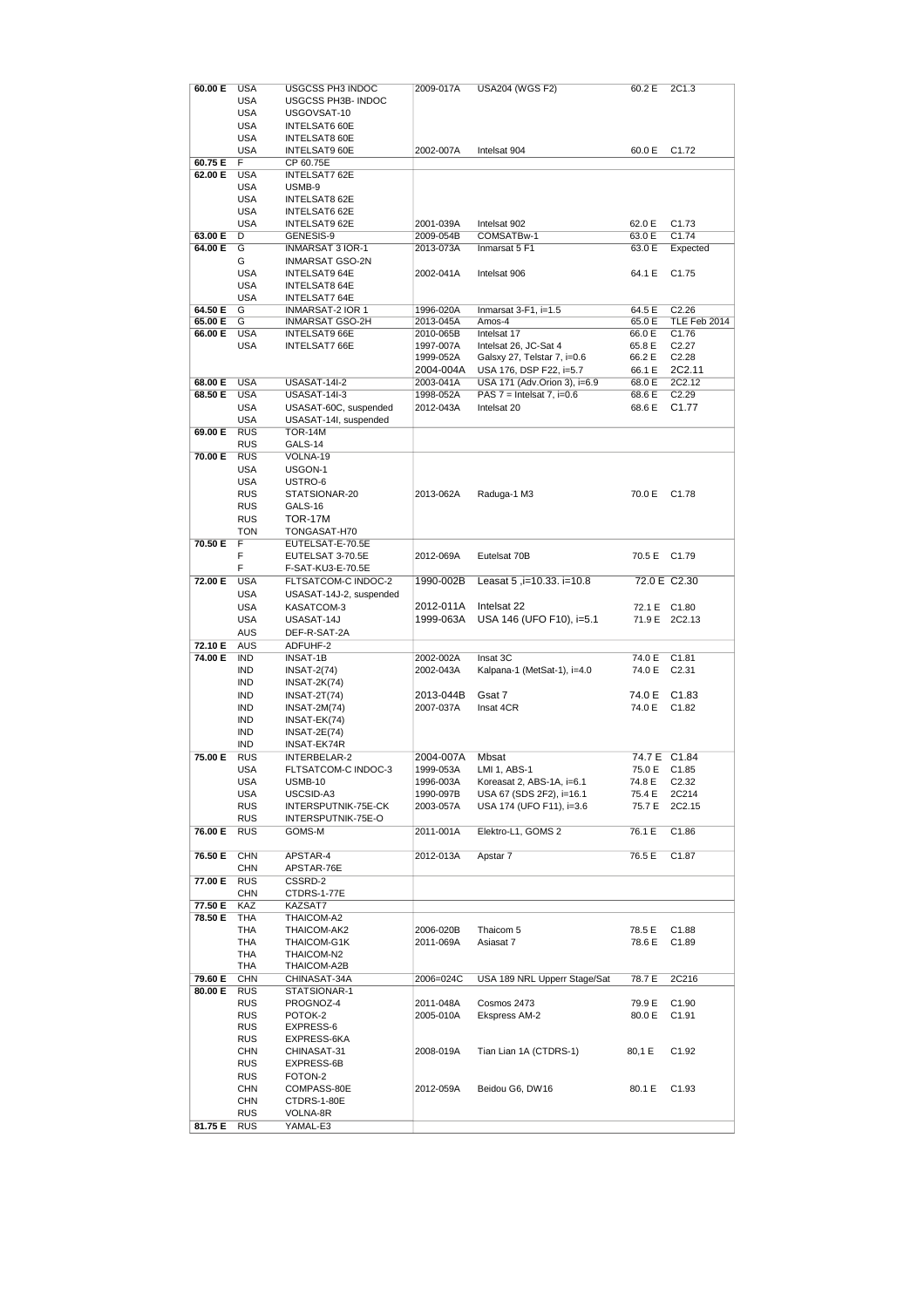| | | | | | | |
|---|---|---|---|---|---|---|
| **60.00 E** | USA | USGCSS PH3 INDOC | 2009-017A | USA204 (WGS F2) | 60.2 E | 2C1.3 |
| | USA | USGCSS PH3B- INDOC | | | | |
| | USA | USGOVSAT-10 | | | | |
| | USA | INTELSAT6 60E | | | | |
| | USA | INTELSAT8 60E | | | | |
| | USA | INTELSAT9 60E | 2002-007A | Intelsat 904 | 60.0 E | C1.72 |
| **60.75 E** | F | CP 60.75E | | | | |
| **62.00 E** | USA | INTELSAT7 62E | | | | |
| | USA | USMB-9 | | | | |
| | USA | INTELSAT8 62E | | | | |
| | USA | INTELSAT6 62E | | | | |
| | USA | INTELSAT9 62E | 2001-039A | Intelsat 902 | 62.0 E | C1.73 |
| **63.00 E** | D | GENESIS-9 | 2009-054B | COMSATBw-1 | 63.0 E | C1.74 |
| **64.00 E** | G | INMARSAT 3 IOR-1 | 2013-073A | Inmarsat 5 F1 | 63.0 E | Expected |
| | G | INMARSAT GSO-2N | | | | |
| | USA | INTELSAT9 64E | 2002-041A | Intelsat 906 | 64.1 E | C1.75 |
| | USA | INTELSAT8 64E | | | | |
| | USA | INTELSAT7 64E | | | | |
| **64.50 E** | G | INMARSAT-2 IOR 1 | 1996-020A | Inmarsat 3-F1, i=1.5 | 64.5 E | C2.26 |
| **65.00 E** | G | INMARSAT GSO-2H | 2013-045A | Amos-4 | 65.0 E | TLE Feb 2014 |
| **66.00 E** | USA | INTELSAT9 66E | 2010-065B | Intelsat 17 | 66.0 E | C1.76 |
| | USA | INTELSAT7 66E | 1997-007A | Intelsat 26, JC-Sat 4 | 65.8 E | C2.27 |
| | | | 1999-052A | Galsxy 27, Telstar 7, i=0.6 | 66.2 E | C2.28 |
| | | | 2004-004A | USA 176, DSP F22, i=5.7 | 66.1 E | 2C2.11 |
| **68.00 E** | USA | USASAT-14I-2 | 2003-041A | USA 171 (Adv.Orion 3), i=6.9 | 68.0 E | 2C2.12 |
| **68.50 E** | USA | USASAT-14I-3 | 1998-052A | PAS 7 = Intelsat 7, i=0.6 | 68.6 E | C2.29 |
| | USA | USASAT-60C, suspended | 2012-043A | Intelsat 20 | 68.6 E | C1.77 |
| | USA | USASAT-14I, suspended | | | | |
| **69.00 E** | RUS | TOR-14M | | | | |
| | RUS | GALS-14 | | | | |
| **70.00 E** | RUS | VOLNA-19 | | | | |
| | USA | USGON-1 | | | | |
| | USA | USTRO-6 | | | | |
| | RUS | STATSIONAR-20 | 2013-062A | Raduga-1 M3 | 70.0 E | C1.78 |
| | RUS | GALS-16 | | | | |
| | RUS | TOR-17M | | | | |
| | TON | TONGASAT-H70 | | | | |
| **70.50 E** | F | EUTELSAT-E-70.5E | | | | |
| | F | EUTELSAT 3-70.5E | 2012-069A | Eutelsat 70B | 70.5 E | C1.79 |
| | F | F-SAT-KU3-E-70.5E | | | | |
| **72.00 E** | USA | FLTSATCOM-C INDOC-2 | 1990-002B | Leasat 5 ,i=10.33. i=10.8 | 72.0 E | C2.30 |
| | USA | USASAT-14J-2, suspended | | | | |
| | USA | KASATCOM-3 | 2012-011A | Intelsat 22 | 72.1 E | C1.80 |
| | USA | USASAT-14J | 1999-063A | USA 146 (UFO F10), i=5.1 | 71.9 E | 2C2.13 |
| | AUS | DEF-R-SAT-2A | | | | |
| **72.10 E** | AUS | ADFUHF-2 | | | | |
| **74.00 E** | IND | INSAT-1B | 2002-002A | Insat 3C | 74.0 E | C1.81 |
| | IND | INSAT-2(74) | 2002-043A | Kalpana-1 (MetSat-1), i=4.0 | 74.0 E | C2.31 |
| | IND | INSAT-2K(74) | | | | |
| | IND | INSAT-2T(74) | 2013-044B | Gsat 7 | 74.0 E | C1.83 |
| | IND | INSAT-2M(74) | 2007-037A | Insat 4CR | 74.0 E | C1.82 |
| | IND | INSAT-EK(74) | | | | |
| | IND | INSAT-2E(74) | | | | |
| | IND | INSAT-EK74R | | | | |
| **75.00 E** | RUS | INTERBELAR-2 | 2004-007A | Mbsat | 74.7 E | C1.84 |
| | USA | FLTSATCOM-C INDOC-3 | 1999-053A | LMI 1, ABS-1 | 75.0 E | C1.85 |
| | USA | USMB-10 | 1996-003A | Koreasat 2, ABS-1A, i=6.1 | 74.8 E | C2.32 |
| | USA | USCSID-A3 | 1990-097B | USA 67 (SDS 2F2), i=16.1 | 75.4 E | 2C214 |
| | RUS | INTERSPUTNIK-75E-CK | 2003-057A | USA 174 (UFO F11), i=3.6 | 75.7 E | 2C2.15 |
| | RUS | INTERSPUTNIK-75E-O | | | | |
| **76.00 E** | RUS | GOMS-M | 2011-001A | Elektro-L1, GOMS 2 | 76.1 E | C1.86 |
| **76.50 E** | CHN | APSTAR-4 | 2012-013A | Apstar 7 | 76.5 E | C1.87 |
| | CHN | APSTAR-76E | | | | |
| **77.00 E** | RUS | CSSRD-2 | | | | |
| | CHN | CTDRS-1-77E | | | | |
| **77.50 E** | KAZ | KAZSAT7 | | | | |
| **78.50 E** | THA | THAICOM-A2 | | | | |
| | THA | THAICOM-AK2 | 2006-020B | Thaicom 5 | 78.5 E | C1.88 |
| | THA | THAICOM-G1K | 2011-069A | Asiasat 7 | 78.6 E | C1.89 |
| | THA | THAICOM-N2 | | | | |
| | THA | THAICOM-A2B | | | | |
| **79.60 E** | CHN | CHINASAT-34A | 2006=024C | USA 189 NRL Upperr Stage/Sat | 78.7 E | 2C216 |
| **80.00 E** | RUS | STATSIONAR-1 | | | | |
| | RUS | PROGNOZ-4 | 2011-048A | Cosmos 2473 | 79.9 E | C1.90 |
| | RUS | POTOK-2 | 2005-010A | Ekspress AM-2 | 80.0 E | C1.91 |
| | RUS | EXPRESS-6 | | | | |
| | RUS | EXPRESS-6KA | | | | |
| | CHN | CHINASAT-31 | 2008-019A | Tian Lian 1A (CTDRS-1) | 80,1 E | C1.92 |
| | RUS | EXPRESS-6B | | | | |
| | RUS | FOTON-2 | | | | |
| | CHN | COMPASS-80E | 2012-059A | Beidou G6, DW16 | 80.1 E | C1.93 |
| | CHN | CTDRS-1-80E | | | | |
| | RUS | VOLNA-8R | | | | |
| **81.75 E** | RUS | YAMAL-E3 | | | | |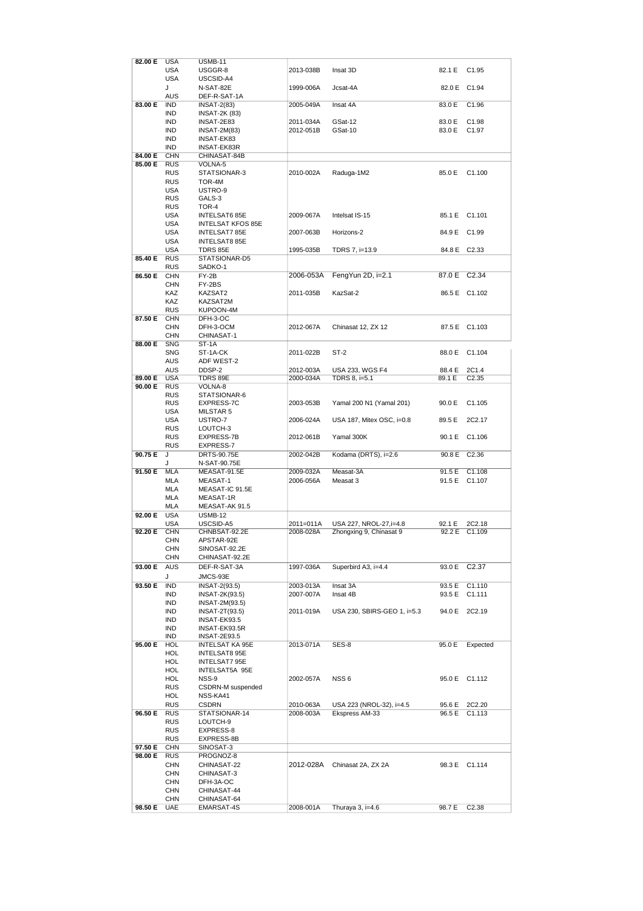| | | | | | | |
|---|---|---|---|---|---|---|
| **82.00 E** | USA | USMB-11 | | | | |
| | USA | USGGR-8 | 2013-038B | Insat 3D | 82.1 E | C1.95 |
| | USA | USCSID-A4 | | | | |
| | J | N-SAT-82E | 1999-006A | Jcsat-4A | 82.0 E | C1.94 |
| | AUS | DEF-R-SAT-1A | | | | |
| **83.00 E** | IND | INSAT-2(83) | 2005-049A | Insat 4A | 83.0 E | C1.96 |
| | IND | INSAT-2K (83) | | | | |
| | IND | INSAT-2E83 | 2011-034A | GSat-12 | 83.0 E | C1.98 |
| | IND | INSAT-2M(83) | 2012-051B | GSat-10 | 83.0 E | C1.97 |
| | IND | INSAT-EK83 | | | | |
| | IND | INSAT-EK83R | | | | |
| **84.00 E** | CHN | CHINASAT-84B | | | | |
| **85.00 E** | RUS | VOLNA-5 | | | | |
| | RUS | STATSIONAR-3 | 2010-002A | Raduga-1M2 | 85.0 E | C1.100 |
| | RUS | TOR-4M | | | | |
| | USA | USTRO-9 | | | | |
| | RUS | GALS-3 | | | | |
| | RUS | TOR-4 | | | | |
| | USA | INTELSAT6 85E | 2009-067A | Intelsat IS-15 | 85.1 E | C1.101 |
| | USA | INTELSAT KFOS 85E | | | | |
| | USA | INTELSAT7 85E | 2007-063B | Horizons-2 | 84.9 E | C1.99 |
| | USA | INTELSAT8 85E | | | | |
| | USA | TDRS 85E | 1995-035B | TDRS 7, i=13.9 | 84.8 E | C2.33 |
| **85.40 E** | RUS | STATSIONAR-D5 | | | | |
| | RUS | SADKO-1 | | | | |
| **86.50 E** | CHN | FY-2B | 2006-053A | FengYun 2D, i=2.1 | 87.0 E | C2.34 |
| | CHN | FY-2BS | | | | |
| | KAZ | KAZSAT2 | 2011-035B | KazSat-2 | 86.5 E | C1.102 |
| | KAZ | KAZSAT2M | | | | |
| | RUS | KUPOON-4M | | | | |
| **87.50 E** | CHN | DFH-3-OC | | | | |
| | CHN | DFH-3-OCM | 2012-067A | Chinasat 12, ZX 12 | 87.5 E | C1.103 |
| | CHN | CHINASAT-1 | | | | |
| **88.00 E** | SNG | ST-1A | | | | |
| | SNG | ST-1A-CK | 2011-022B | ST-2 | 88.0 E | C1.104 |
| | AUS | ADF WEST-2 | | | | |
| | AUS | DDSP-2 | 2012-003A | USA 233, WGS F4 | 88.4 E | 2C1.4 |
| **89.00 E** | USA | TDRS 89E | 2000-034A | TDRS 8, i=5.1 | 89.1 E | C2.35 |
| **90.00 E** | RUS | VOLNA-8 | | | | |
| | RUS | STATSIONAR-6 | | | | |
| | RUS | EXPRESS-7C | 2003-053B | Yamal 200 N1 (Yamal 201) | 90.0 E | C1.105 |
| | USA | MILSTAR 5 | | | | |
| | USA | USTRO-7 | 2006-024A | USA 187, Mitex OSC, i=0.8 | 89.5 E | 2C2.17 |
| | RUS | LOUTCH-3 | | | | |
| | RUS | EXPRESS-7B | 2012-061B | Yamal 300K | 90.1 E | C1.106 |
| | RUS | EXPRESS-7 | | | | |
| **90.75 E** | J | DRTS-90.75E | 2002-042B | Kodama (DRTS), i=2.6 | 90.8 E | C2.36 |
| | J | N-SAT-90.75E | | | | |
| **91.50 E** | MLA | MEASAT-91.5E | 2009-032A | Measat-3A | 91.5 E | C1.108 |
| | MLA | MEASAT-1 | 2006-056A | Measat 3 | 91.5 E | C1.107 |
| | MLA | MEASAT-IC 91.5E | | | | |
| | MLA | MEASAT-1R | | | | |
| | MLA | MEASAT-AK 91.5 | | | | |
| **92.00 E** | USA | USMB-12 | | | | |
| | USA | USCSID-A5 | 2011=011A | USA 227, NROL-27,i=4.8 | 92.1 E | 2C2.18 |
| **92.20 E** | CHN | CHNBSAT-92.2E | 2008-028A | Zhongxing 9, Chinasat 9 | 92.2 E | C1.109 |
| | CHN | APSTAR-92E | | | | |
| | CHN | SINOSAT-92.2E | | | | |
| | CHN | CHINASAT-92.2E | | | | |
| **93.00 E** | AUS | DEF-R-SAT-3A | 1997-036A | Superbird A3, i=4.4 | 93.0 E | C2.37 |
| | J | JMCS-93E | | | | |
| **93.50 E** | IND | INSAT-2(93.5) | 2003-013A | Insat 3A | 93.5 E | C1.110 |
| | IND | INSAT-2K(93.5) | 2007-007A | Insat 4B | 93.5 E | C1.111 |
| | IND | INSAT-2M(93.5) | | | | |
| | IND | INSAT-2T(93.5) | 2011-019A | USA 230, SBIRS-GEO 1, i=5.3 | 94.0 E | 2C2.19 |
| | IND | INSAT-EK93.5 | | | | |
| | IND | INSAT-EK93.5R | | | | |
| | IND | INSAT-2E93.5 | | | | |
| **95.00 E** | HOL | INTELSAT KA 95E | 2013-071A | SES-8 | 95.0 E | Expected |
| | HOL | INTELSAT8 95E | | | | |
| | HOL | INTELSAT7 95E | | | | |
| | HOL | INTELSAT5A 95E | | | | |
| | HOL | NSS-9 | 2002-057A | NSS 6 | 95.0 E | C1.112 |
| | RUS | CSDRN-M suspended | | | | |
| | HOL | NSS-KA41 | | | | |
| | RUS | CSDRN | 2010-063A | USA 223 (NROL-32), i=4.5 | 95.6 E | 2C2.20 |
| **96.50 E** | RUS | STATSIONAR-14 | 2008-003A | Ekspress AM-33 | 96.5 E | C1.113 |
| | RUS | LOUTCH-9 | | | | |
| | RUS | EXPRESS-8 | | | | |
| | RUS | EXPRESS-8B | | | | |
| **97.50 E** | CHN | SINOSAT-3 | | | | |
| **98.00 E** | RUS | PROGNOZ-8 | | | | |
| | CHN | CHINASAT-22 | 2012-028A | Chinasat 2A, ZX 2A | 98.3 E | C1.114 |
| | CHN | CHINASAT-3 | | | | |
| | CHN | DFH-3A-OC | | | | |
| | CHN | CHINASAT-44 | | | | |
| | CHN | CHINASAT-64 | | | | |
| **98.50 E** | UAE | EMARSAT-4S | 2008-001A | Thuraya 3, i=4.6 | 98.7 E | C2.38 |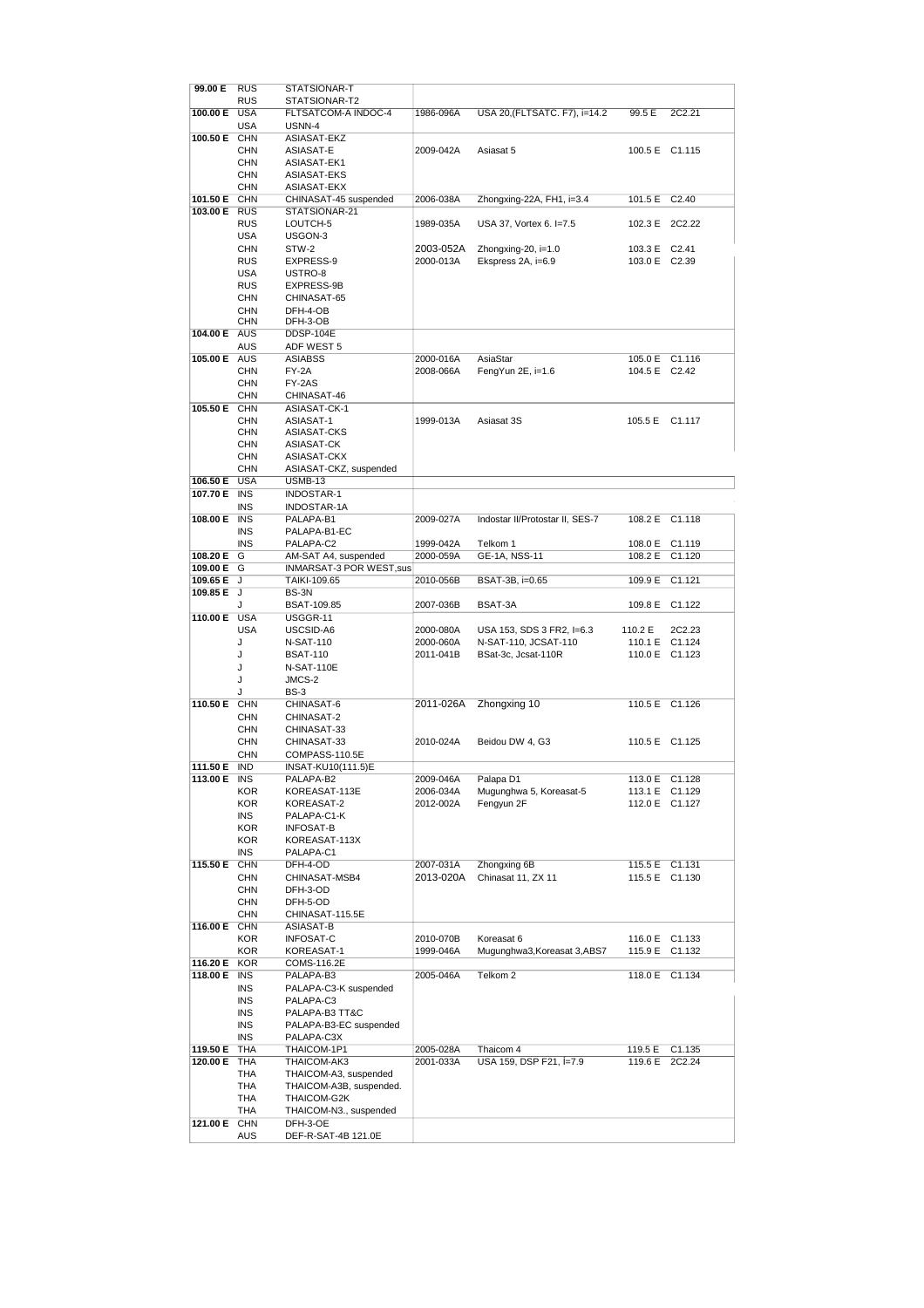| | | | | | | |
|---|---|---|---|---|---|---|
| **99.00 E** | RUS | STATSIONAR-T | | | | |
| | RUS | STATSIONAR-T2 | | | | |
| **100.00 E** | USA | FLTSATCOM-A INDOC-4 | 1986-096A | USA 20,(FLTSATC. F7), i=14.2 | 99.5 E | 2C2.21 |
| | USA | USNN-4 | | | | |
| **100.50 E** | CHN | ASIASAT-EKZ | | | | |
| | CHN | ASIASAT-E | 2009-042A | Asiasat 5 | 100.5 E | C1.115 |
| | CHN | ASIASAT-EK1 | | | | |
| | CHN | ASIASAT-EKS | | | | |
| | CHN | ASIASAT-EKX | | | | |
| **101.50 E** | CHN | CHINASAT-45 suspended | 2006-038A | Zhongxing-22A, FH1, i=3.4 | 101.5 E | C2.40 |
| **103.00 E** | RUS | STATSIONAR-21 | | | | |
| | RUS | LOUTCH-5 | 1989-035A | USA 37, Vortex 6. I=7.5 | 102.3 E | 2C2.22 |
| | USA | USGON-3 | | | | |
| | CHN | STW-2 | 2003-052A | Zhongxing-20, i=1.0 | 103.3 E | C2.41 |
| | RUS | EXPRESS-9 | 2000-013A | Ekspress 2A, i=6.9 | 103.0 E | C2.39 |
| | USA | USTRO-8 | | | | |
| | RUS | EXPRESS-9B | | | | |
| | CHN | CHINASAT-65 | | | | |
| | CHN | DFH-4-OB | | | | |
| | CHN | DFH-3-OB | | | | |
| **104.00 E** | AUS | DDSP-104E | | | | |
| | AUS | ADF WEST 5 | | | | |
| **105.00 E** | AUS | ASIABSS | 2000-016A | AsiaStar | 105.0 E | C1.116 |
| | CHN | FY-2A | 2008-066A | FengYun 2E, i=1.6 | 104.5 E | C2.42 |
| | CHN | FY-2AS | | | | |
| | CHN | CHINASAT-46 | | | | |
| **105.50 E** | CHN | ASIASAT-CK-1 | | | | |
| | CHN | ASIASAT-1 | 1999-013A | Asiasat 3S | 105.5 E | C1.117 |
| | CHN | ASIASAT-CKS | | | | |
| | CHN | ASIASAT-CK | | | | |
| | CHN | ASIASAT-CKX | | | | |
| | CHN | ASIASAT-CKZ, suspended | | | | |
| **106.50 E** | USA | USMB-13 | | | | |
| **107.70 E** | INS | INDOSTAR-1 | | | | |
| | INS | INDOSTAR-1A | | | | |
| **108.00 E** | INS | PALAPA-B1 | 2009-027A | Indostar II/Protostar II, SES-7 | 108.2 E | C1.118 |
| | INS | PALAPA-B1-EC | | | | |
| | INS | PALAPA-C2 | 1999-042A | Telkom 1 | 108.0 E | C1.119 |
| **108.20 E** | G | AM-SAT A4, suspended | 2000-059A | GE-1A, NSS-11 | 108.2 E | C1.120 |
| **109.00 E** | G | INMARSAT-3 POR WEST,sus | | | | |
| **109.65 E** | J | TAIKI-109.65 | 2010-056B | BSAT-3B, i=0.65 | 109.9 E | C1.121 |
| **109.85 E** | J | BS-3N | | | | |
| | J | BSAT-109.85 | 2007-036B | BSAT-3A | 109.8 E | C1.122 |
| **110.00 E** | USA | USGGR-11 | | | | |
| | USA | USCSID-A6 | 2000-080A | USA 153, SDS 3 FR2, I=6.3 | 110.2 E | 2C2.23 |
| | J | N-SAT-110 | 2000-060A | N-SAT-110, JCSAT-110 | 110.1 E | C1.124 |
| | J | BSAT-110 | 2011-041B | BSat-3c, Jcsat-110R | 110.0 E | C1.123 |
| | J | N-SAT-110E | | | | |
| | J | JMCS-2 | | | | |
| | J | BS-3 | | | | |
| **110.50 E** | CHN | CHINASAT-6 | 2011-026A | Zhongxing 10 | 110.5 E | C1.126 |
| | CHN | CHINASAT-2 | | | | |
| | CHN | CHINASAT-33 | | | | |
| | CHN | CHINASAT-33 | 2010-024A | Beidou DW 4, G3 | 110.5 E | C1.125 |
| | CHN | COMPASS-110.5E | | | | |
| **111.50 E** | IND | INSAT-KU10(111.5)E | | | | |
| **113.00 E** | INS | PALAPA-B2 | 2009-046A | Palapa D1 | 113.0 E | C1.128 |
| | KOR | KOREASAT-113E | 2006-034A | Mugunghwa 5, Koreasat-5 | 113.1 E | C1.129 |
| | KOR | KOREASAT-2 | 2012-002A | Fengyun 2F | 112.0 E | C1.127 |
| | INS | PALAPA-C1-K | | | | |
| | KOR | INFOSAT-B | | | | |
| | KOR | KOREASAT-113X | | | | |
| | INS | PALAPA-C1 | | | | |
| **115.50 E** | CHN | DFH-4-OD | 2007-031A | Zhongxing 6B | 115.5 E | C1.131 |
| | CHN | CHINASAT-MSB4 | 2013-020A | Chinasat 11, ZX 11 | 115.5 E | C1.130 |
| | CHN | DFH-3-OD | | | | |
| | CHN | DFH-5-OD | | | | |
| | CHN | CHINASAT-115.5E | | | | |
| **116.00 E** | CHN | ASIASAT-B | | | | |
| | KOR | INFOSAT-C | 2010-070B | Koreasat 6 | 116.0 E | C1.133 |
| | KOR | KOREASAT-1 | 1999-046A | Mugunghwa3,Koreasat 3,ABS7 | 115.9 E | C1.132 |
| **116.20 E** | KOR | COMS-116.2E | | | | |
| **118.00 E** | INS | PALAPA-B3 | 2005-046A | Telkom 2 | 118.0 E | C1.134 |
| | INS | PALAPA-C3-K suspended | | | | |
| | INS | PALAPA-C3 | | | | |
| | INS | PALAPA-B3 TT&C | | | | |
| | INS | PALAPA-B3-EC suspended | | | | |
| | INS | PALAPA-C3X | | | | |
| **119.50 E** | THA | THAICOM-1P1 | 2005-028A | Thaicom 4 | 119.5 E | C1.135 |
| **120.00 E** | THA | THAICOM-AK3 | 2001-033A | USA 159, DSP F21, I=7.9 | 119.6 E | 2C2.24 |
| | THA | THAICOM-A3, suspended | | | | |
| | THA | THAICOM-A3B, suspended. | | | | |
| | THA | THAICOM-G2K | | | | |
| | THA | THAICOM-N3., suspended | | | | |
| **121.00 E** | CHN | DFH-3-OE | | | | |
| | AUS | DEF-R-SAT-4B 121.0E | | | | |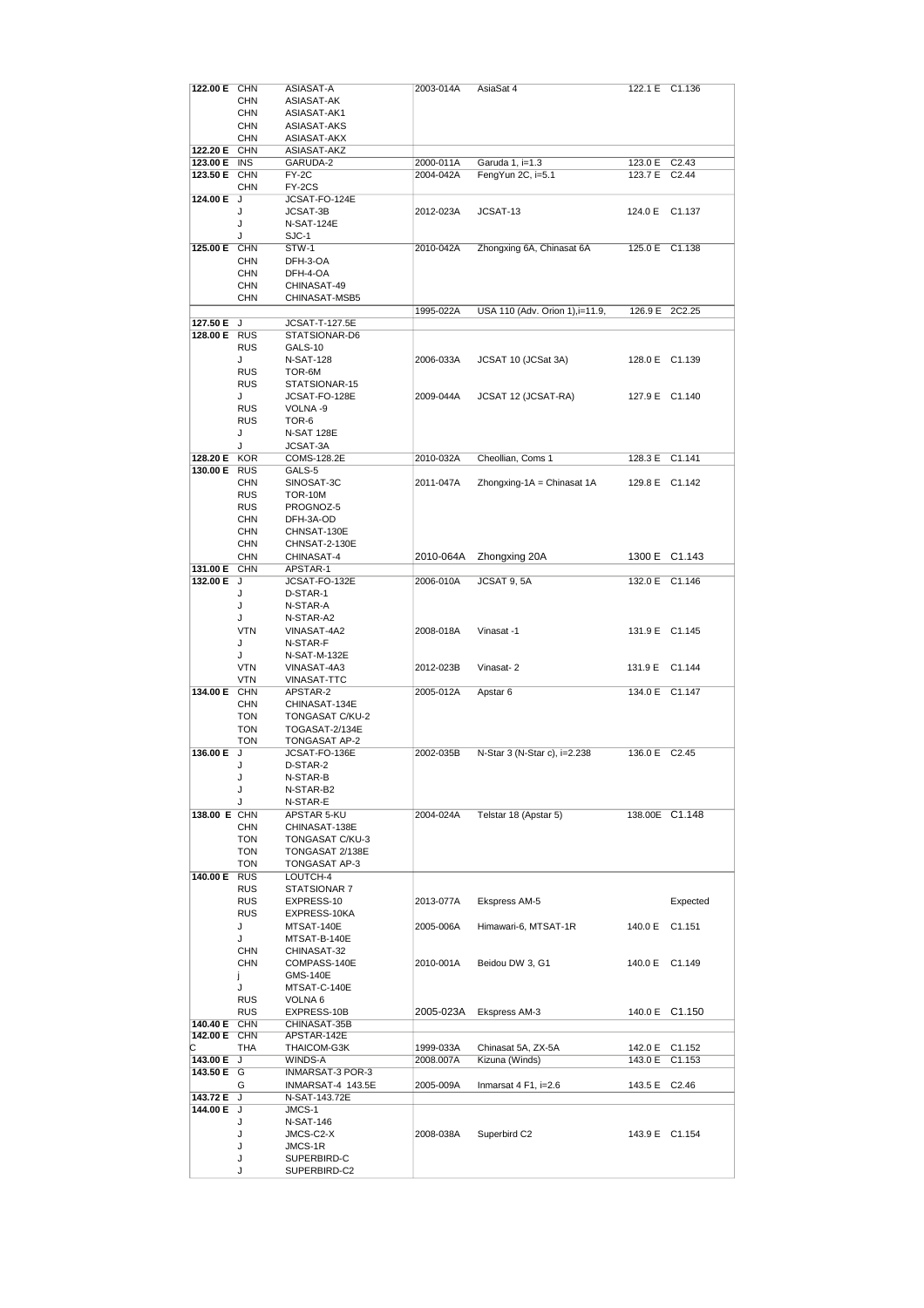| | | | | | | |
|---|---|---|---|---|---|---|
| **122.00 E** | CHN | ASIASAT-A | 2003-014A | AsiaSat 4 | 122.1 E | C1.136 |
| | CHN | ASIASAT-AK | | | | |
| | CHN | ASIASAT-AK1 | | | | |
| | CHN | ASIASAT-AKS | | | | |
| | CHN | ASIASAT-AKX | | | | |
| **122.20 E** | CHN | ASIASAT-AKZ | | | | |
| **123.00 E** | INS | GARUDA-2 | 2000-011A | Garuda 1, i=1.3 | 123.0 E | C2.43 |
| **123.50 E** | CHN | FY-2C | 2004-042A | FengYun 2C, i=5.1 | 123.7 E | C2.44 |
| | CHN | FY-2CS | | | | |
| **124.00 E** | J | JCSAT-FO-124E | | | | |
| | J | JCSAT-3B | 2012-023A | JCSAT-13 | 124.0 E | C1.137 |
| | J | N-SAT-124E | | | | |
| | J | SJC-1 | | | | |
| **125.00 E** | CHN | STW-1 | 2010-042A | Zhongxing 6A, Chinasat 6A | 125.0 E | C1.138 |
| | CHN | DFH-3-OA | | | | |
| | CHN | DFH-4-OA | | | | |
| | CHN | CHINASAT-49 | | | | |
| | CHN | CHINASAT-MSB5 | | | | |
| | | | 1995-022A | USA 110 (Adv. Orion 1),i=11.9, | 126.9 E | 2C2.25 |
| **127.50 E** | J | JCSAT-T-127.5E | | | | |
| **128.00 E** | RUS | STATSIONAR-D6 | | | | |
| | RUS | GALS-10 | | | | |
| | J | N-SAT-128 | 2006-033A | JCSAT 10 (JCSat 3A) | 128.0 E | C1.139 |
| | RUS | TOR-6M | | | | |
| | RUS | STATSIONAR-15 | | | | |
| | J | JCSAT-FO-128E | 2009-044A | JCSAT 12 (JCSAT-RA) | 127.9 E | C1.140 |
| | RUS | VOLNA -9 | | | | |
| | RUS | TOR-6 | | | | |
| | J | N-SAT 128E | | | | |
| | J | JCSAT-3A | | | | |
| **128.20 E** | KOR | COMS-128.2E | 2010-032A | Cheollian, Coms 1 | 128.3 E | C1.141 |
| **130.00 E** | RUS | GALS-5 | | | | |
| | CHN | SINOSAT-3C | 2011-047A | Zhongxing-1A = Chinasat 1A | 129.8 E | C1.142 |
| | RUS | TOR-10M | | | | |
| | RUS | PROGNOZ-5 | | | | |
| | CHN | DFH-3A-OD | | | | |
| | CHN | CHNSAT-130E | | | | |
| | CHN | CHNSAT-2-130E | | | | |
| | CHN | CHINASAT-4 | 2010-064A | Zhongxing 20A | 1300 E | C1.143 |
| **131.00 E** | CHN | APSTAR-1 | | | | |
| **132.00 E** | J | JCSAT-FO-132E | 2006-010A | JCSAT 9, 5A | 132.0 E | C1.146 |
| | J | D-STAR-1 | | | | |
| | J | N-STAR-A | | | | |
| | J | N-STAR-A2 | | | | |
| | VTN | VINASAT-4A2 | 2008-018A | Vinasat -1 | 131.9 E | C1.145 |
| | J | N-STAR-F | | | | |
| | J | N-SAT-M-132E | | | | |
| | VTN | VINASAT-4A3 | 2012-023B | Vinasat- 2 | 131.9 E | C1.144 |
| | VTN | VINASAT-TTC | | | | |
| **134.00 E** | CHN | APSTAR-2 | 2005-012A | Apstar 6 | 134.0 E | C1.147 |
| | CHN | CHINASAT-134E | | | | |
| | TON | TONGASAT C/KU-2 | | | | |
| | TON | TOGASAT-2/134E | | | | |
| | TON | TONGASAT AP-2 | | | | |
| **136.00 E** | J | JCSAT-FO-136E | 2002-035B | N-Star 3 (N-Star c), i=2.238 | 136.0 E | C2.45 |
| | J | D-STAR-2 | | | | |
| | J | N-STAR-B | | | | |
| | J | N-STAR-B2 | | | | |
| | J | N-STAR-E | | | | |
| **138.00 E** | CHN | APSTAR 5-KU | 2004-024A | Telstar 18 (Apstar 5) | 138.00E | C1.148 |
| | CHN | CHINASAT-138E | | | | |
| | TON | TONGASAT C/KU-3 | | | | |
| | TON | TONGASAT 2/138E | | | | |
| | TON | TONGASAT AP-3 | | | | |
| **140.00 E** | RUS | LOUTCH-4 | | | | |
| | RUS | STATSIONAR 7 | | | | |
| | RUS | EXPRESS-10 | 2013-077A | Ekspress AM-5 | | Expected |
| | RUS | EXPRESS-10KA | | | | |
| | J | MTSAT-140E | 2005-006A | Himawari-6, MTSAT-1R | 140.0 E | C1.151 |
| | J | MTSAT-B-140E | | | | |
| | CHN | CHINASAT-32 | | | | |
| | CHN | COMPASS-140E | 2010-001A | Beidou DW 3, G1 | 140.0 E | C1.149 |
| | j | GMS-140E | | | | |
| | J | MTSAT-C-140E | | | | |
| | RUS | VOLNA 6 | | | | |
| | RUS | EXPRESS-10B | 2005-023A | Ekspress AM-3 | 140.0 E | C1.150 |
| **140.40 E** | CHN | CHINASAT-35B | | | | |
| **142.00 E** | CHN | APSTAR-142E | | | | |
| C | THA | THAICOM-G3K | 1999-033A | Chinasat 5A, ZX-5A | 142.0 E | C1.152 |
| **143.00 E** | J | WINDS-A | 2008.007A | Kizuna (Winds) | 143.0 E | C1.153 |
| **143.50 E** | G | INMARSAT-3 POR-3 | | | | |
| | G | INMARSAT-4 143.5E | 2005-009A | Inmarsat 4 F1, i=2.6 | 143.5 E | C2.46 |
| **143.72 E** | J | N-SAT-143.72E | | | | |
| **144.00 E** | J | JMCS-1 | | | | |
| | J | N-SAT-146 | | | | |
| | J | JMCS-C2-X | 2008-038A | Superbird C2 | 143.9 E | C1.154 |
| | J | JMCS-1R | | | | |
| | J | SUPERBIRD-C | | | | |
| | J | SUPERBIRD-C2 | | | | |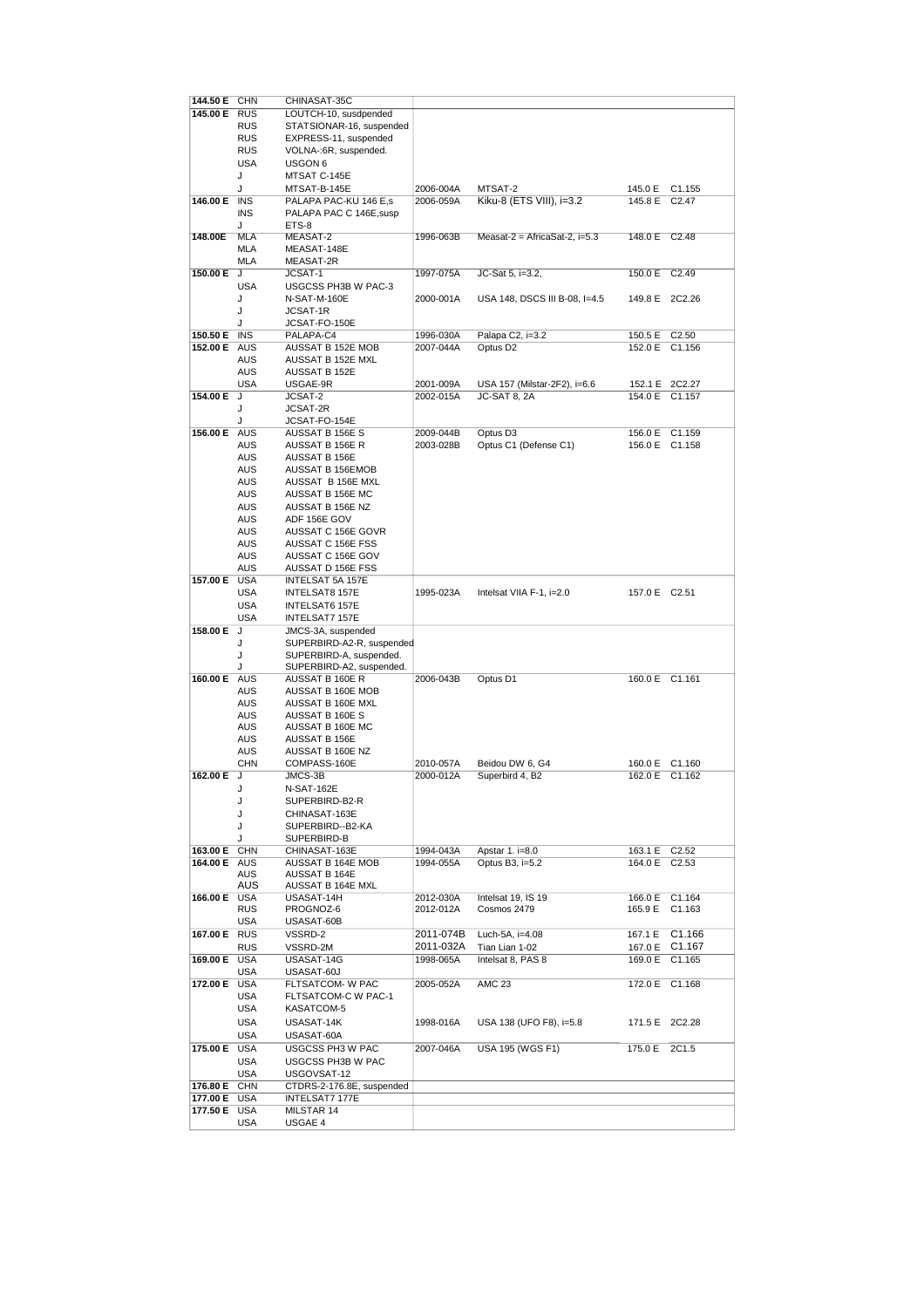| | | | | | | |
|---|---|---|---|---|---|---|
| **144.50 E** | CHN | CHINASAT-35C | | | | |
| **145.00 E** | RUS | LOUTCH-10, susdpended | | | | |
| | RUS | STATSIONAR-16, suspended | | | | |
| | RUS | EXPRESS-11, suspended | | | | |
| | RUS | VOLNA-:6R, suspended. | | | | |
| | USA | USGON 6 | | | | |
| | J | MTSAT C-145E | | | | |
| | J | MTSAT-B-145E | 2006-004A | MTSAT-2 | 145.0 E | C1.155 |
| **146.00 E** | INS | PALAPA PAC-KU 146 E,s | 2006-059A | Kiku-8 (ETS VIII), i=3.2 | 145.8 E | C2.47 |
| | INS | PALAPA PAC C 146E,susp | | | | |
| | J | ETS-8 | | | | |
| **148.00E** | MLA | MEASAT-2 | 1996-063B | Measat-2 = AfricaSat-2, i=5.3 | 148.0 E | C2.48 |
| | MLA | MEASAT-148E | | | | |
| | MLA | MEASAT-2R | | | | |
| **150.00 E** | J | JCSAT-1 | 1997-075A | JC-Sat 5, i=3.2, | 150.0 E | C2.49 |
| | USA | USGCSS PH3B W PAC-3 | | | | |
| | J | N-SAT-M-160E | 2000-001A | USA 148, DSCS III B-08, I=4.5 | 149.8 E | 2C2.26 |
| | J | JCSAT-1R | | | | |
| | J | JCSAT-FO-150E | | | | |
| **150.50 E** | INS | PALAPA-C4 | 1996-030A | Palapa C2, i=3.2 | 150.5 E | C2.50 |
| **152.00 E** | AUS | AUSSAT B 152E MOB | 2007-044A | Optus D2 | 152.0 E | C1.156 |
| | AUS | AUSSAT B 152E MXL | | | | |
| | AUS | AUSSAT B 152E | | | | |
| | USA | USGAE-9R | 2001-009A | USA 157 (Milstar-2F2), i=6.6 | 152.1 E | 2C2.27 |
| **154.00 E** | J | JCSAT-2 | 2002-015A | JC-SAT 8, 2A | 154.0 E | C1.157 |
| | J | JCSAT-2R | | | | |
| | J | JCSAT-FO-154E | | | | |
| **156.00 E** | AUS | AUSSAT B 156E S | 2009-044B | Optus D3 | 156.0 E | C1.159 |
| | AUS | AUSSAT B 156E R | 2003-028B | Optus C1 (Defense C1) | 156.0 E | C1.158 |
| | AUS | AUSSAT B 156E | | | | |
| | AUS | AUSSAT B 156EMOB | | | | |
| | AUS | AUSSAT B 156E MXL | | | | |
| | AUS | AUSSAT B 156E MC | | | | |
| | AUS | AUSSAT B 156E NZ | | | | |
| | AUS | ADF 156E GOV | | | | |
| | AUS | AUSSAT C 156E GOVR | | | | |
| | AUS | AUSSAT C 156E FSS | | | | |
| | AUS | AUSSAT C 156E GOV | | | | |
| | AUS | AUSSAT D 156E FSS | | | | |
| **157.00 E** | USA | INTELSAT 5A 157E | | | | |
| | USA | INTELSAT8 157E | 1995-023A | Intelsat VIIA F-1, i=2.0 | 157.0 E | C2.51 |
| | USA | INTELSAT6 157E | | | | |
| | USA | INTELSAT7 157E | | | | |
| **158.00 E** | J | JMCS-3A, suspended | | | | |
| | J | SUPERBIRD-A2-R, suspended | | | | |
| | J | SUPERBIRD-A, suspended. | | | | |
| | J | SUPERBIRD-A2, suspended. | | | | |
| **160.00 E** | AUS | AUSSAT B 160E R | 2006-043B | Optus D1 | 160.0 E | C1.161 |
| | AUS | AUSSAT B 160E MOB | | | | |
| | AUS | AUSSAT B 160E MXL | | | | |
| | AUS | AUSSAT B 160E S | | | | |
| | AUS | AUSSAT B 160E MC | | | | |
| | AUS | AUSSAT B 156E | | | | |
| | AUS | AUSSAT B 160E NZ | | | | |
| | CHN | COMPASS-160E | 2010-057A | Beidou DW 6, G4 | 160.0 E | C1.160 |
| **162.00 E** | J | JMCS-3B | 2000-012A | Superbird 4, B2 | 162.0 E | C1.162 |
| | J | N-SAT-162E | | | | |
| | J | SUPERBIRD-B2-R | | | | |
| | J | CHINASAT-163E | | | | |
| | J | SUPERBIRD--B2-KA | | | | |
| | J | SUPERBIRD-B | | | | |
| **163.00 E** | CHN | CHINASAT-163E | 1994-043A | Apstar 1. i=8.0 | 163.1 E | C2.52 |
| **164.00 E** | AUS | AUSSAT B 164E MOB | 1994-055A | Optus B3, i=5.2 | 164.0 E | C2.53 |
| | AUS | AUSSAT B 164E | | | | |
| | AUS | AUSSAT B 164E MXL | | | | |
| **166.00 E** | USA | USASAT-14H | 2012-030A | Intelsat 19, IS 19 | 166.0 E | C1.164 |
| | RUS | PROGNOZ-6 | 2012-012A | Cosmos 2479 | 165.9 E | C1.163 |
| | USA | USASAT-60B | | | | |
| **167.00 E** | RUS | VSSRD-2 | 2011-074B | Luch-5A, i=4.08 | 167.1 E | C1.166 |
| | RUS | VSSRD-2M | 2011-032A | Tian Lian 1-02 | 167.0 E | C1.167 |
| **169.00 E** | USA | USASAT-14G | 1998-065A | Intelsat 8, PAS 8 | 169.0 E | C1.165 |
| | USA | USASAT-60J | | | | |
| **172.00 E** | USA | FLTSATCOM- W PAC | 2005-052A | AMC 23 | 172.0 E | C1.168 |
| | USA | FLTSATCOM-C W PAC-1 | | | | |
| | USA | KASATCOM-5 | | | | |
| | USA | USASAT-14K | 1998-016A | USA 138 (UFO F8), i=5.8 | 171.5 E | 2C2.28 |
| | USA | USASAT-60A | | | | |
| **175.00 E** | USA | USGCSS PH3 W PAC | 2007-046A | USA 195 (WGS F1) | 175.0 E | 2C1.5 |
| | USA | USGCSS PH3B W PAC | | | | |
| | USA | USGOVSAT-12 | | | | |
| **176.80 E** | CHN | CTDRS-2-176.8E, suspended | | | | |
| **177.00 E** | USA | INTELSAT7 177E | | | | |
| **177.50 E** | USA | MILSTAR 14 | | | | |
| | USA | USGAE 4 | | | | |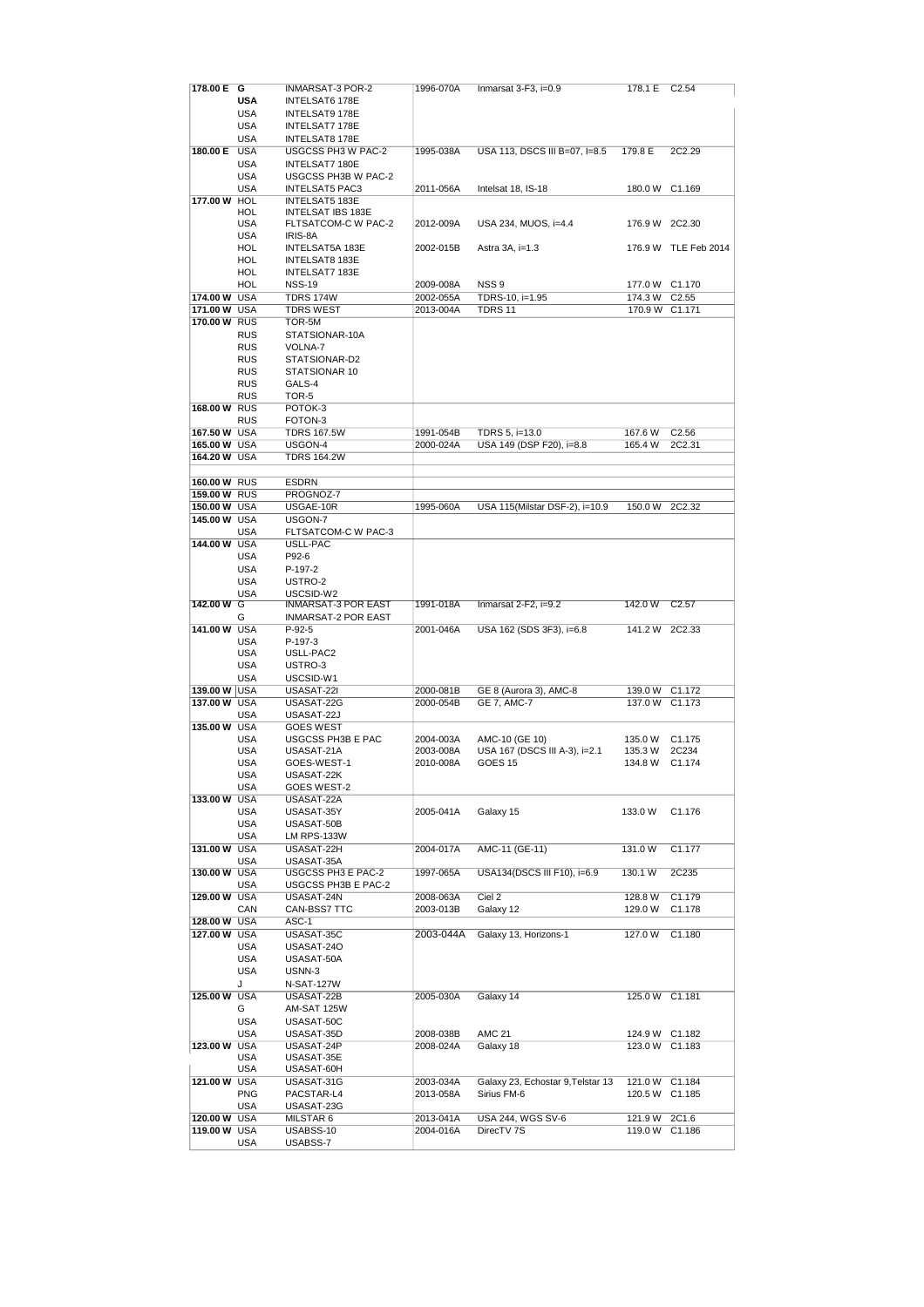| | | | | | | |
|---|---|---|---|---|---|---|
| **178.00 E** | **G** | INMARSAT-3 POR-2 | 1996-070A | Inmarsat 3-F3, i=0.9 | 178.1 E | C2.54 |
| | **USA** | INTELSAT6 178E | | | | |
| | USA | INTELSAT9 178E | | | | |
| | USA | INTELSAT7 178E | | | | |
| | USA | INTELSAT8 178E | | | | |
| **180.00 E** | USA | USGCSS PH3 W PAC-2 | 1995-038A | USA 113, DSCS III B=07, I=8.5 | 179.8 E | 2C2.29 |
| | USA | INTELSAT7 180E | | | | |
| | USA | USGCSS PH3B W PAC-2 | | | | |
| | USA | INTELSAT5 PAC3 | 2011-056A | Intelsat 18, IS-18 | 180.0 W | C1.169 |
| **177.00 W** | HOL | INTELSAT5 183E | | | | |
| | HOL | INTELSAT IBS 183E | | | | |
| | USA | FLTSATCOM-C W PAC-2 | 2012-009A | USA 234, MUOS, i=4.4 | 176.9 W | 2C2.30 |
| | USA | IRIS-8A | | | | |
| | HOL | INTELSAT5A 183E | 2002-015B | Astra 3A, i=1.3 | 176.9 W | TLE Feb 2014 |
| | HOL | INTELSAT8 183E | | | | |
| | HOL | INTELSAT7 183E | | | | |
| | HOL | NSS-19 | 2009-008A | NSS 9 | 177.0 W | C1.170 |
| **174.00 W** | USA | TDRS 174W | 2002-055A | TDRS-10, i=1.95 | 174.3 W | C2.55 |
| **171.00 W** | USA | TDRS WEST | 2013-004A | TDRS 11 | 170.9 W | C1.171 |
| **170.00 W** | RUS | TOR-5M | | | | |
| | RUS | STATSIONAR-10A | | | | |
| | RUS | VOLNA-7 | | | | |
| | RUS | STATSIONAR-D2 | | | | |
| | RUS | STATSIONAR 10 | | | | |
| | RUS | GALS-4 | | | | |
| | RUS | TOR-5 | | | | |
| **168.00 W** | RUS | POTOK-3 | | | | |
| | RUS | FOTON-3 | | | | |
| **167.50 W** | USA | TDRS 167.5W | 1991-054B | TDRS 5, i=13.0 | 167.6 W | C2.56 |
| **165.00 W** | USA | USGON-4 | 2000-024A | USA 149 (DSP F20), i=8.8 | 165.4 W | 2C2.31 |
| **164.20 W** | USA | TDRS 164.2W | | | | |
| | | | | | | |
| **160.00 W** | RUS | ESDRN | | | | |
| **159.00 W** | RUS | PROGNOZ-7 | | | | |
| **150.00 W** | USA | USGAE-10R | 1995-060A | USA 115(Milstar DSF-2), i=10.9 | 150.0 W | 2C2.32 |
| **145.00 W** | USA | USGON-7 | | | | |
| | USA | FLTSATCOM-C W PAC-3 | | | | |
| **144.00 W** | USA | USLL-PAC | | | | |
| | USA | P92-6 | | | | |
| | USA | P-197-2 | | | | |
| | USA | USTRO-2 | | | | |
| | USA | USCSID-W2 | | | | |
| **142.00 W** | G | INMARSAT-3 POR EAST | 1991-018A | Inmarsat 2-F2, i=9.2 | 142.0 W | C2.57 |
| | G | INMARSAT-2 POR EAST | | | | |
| **141.00 W** | USA | P-92-5 | 2001-046A | USA 162 (SDS 3F3), i=6.8 | 141.2 W | 2C2.33 |
| | USA | P-197-3 | | | | |
| | USA | USLL-PAC2 | | | | |
| | USA | USTRO-3 | | | | |
| | USA | USCSID-W1 | | | | |
| **139.00 W** | USA | USASAT-22I | 2000-081B | GE 8 (Aurora 3), AMC-8 | 139.0 W | C1.172 |
| **137.00 W** | USA | USASAT-22G | 2000-054B | GE 7, AMC-7 | 137.0 W | C1.173 |
| | USA | USASAT-22J | | | | |
| **135.00 W** | USA | GOES WEST | | | | |
| | USA | USGCSS PH3B E PAC | 2004-003A | AMC-10 (GE 10) | 135.0 W | C1.175 |
| | USA | USASAT-21A | 2003-008A | USA 167 (DSCS III A-3), i=2.1 | 135.3 W | 2C234 |
| | USA | GOES-WEST-1 | 2010-008A | GOES 15 | 134.8 W | C1.174 |
| | USA | USASAT-22K | | | | |
| | USA | GOES WEST-2 | | | | |
| **133.00 W** | USA | USASAT-22A | | | | |
| | USA | USASAT-35Y | 2005-041A | Galaxy 15 | 133.0 W | C1.176 |
| | USA | USASAT-50B | | | | |
| | USA | LM RPS-133W | | | | |
| **131.00 W** | USA | USASAT-22H | 2004-017A | AMC-11 (GE-11) | 131.0 W | C1.177 |
| | USA | USASAT-35A | | | | |
| **130.00 W** | USA | USGCSS PH3 E PAC-2 | 1997-065A | USA134(DSCS III F10), i=6.9 | 130.1 W | 2C235 |
| | USA | USGCSS PH3B E PAC-2 | | | | |
| **129.00 W** | USA | USASAT-24N | 2008-063A | Ciel 2 | 128.8 W | C1.179 |
| | CAN | CAN-BSS7 TTC | 2003-013B | Galaxy 12 | 129.0 W | C1.178 |
| **128.00 W** | USA | ASC-1 | | | | |
| **127.00 W** | USA | USASAT-35C | 2003-044A | Galaxy 13, Horizons-1 | 127.0 W | C1.180 |
| | USA | USASAT-24O | | | | |
| | USA | USASAT-50A | | | | |
| | USA | USNN-3 | | | | |
| | J | N-SAT-127W | | | | |
| **125.00 W** | USA | USASAT-22B | 2005-030A | Galaxy 14 | 125.0 W | C1.181 |
| | G | AM-SAT 125W | | | | |
| | USA | USASAT-50C | | | | |
| | USA | USASAT-35D | 2008-038B | AMC 21 | 124.9 W | C1.182 |
| **123.00 W** | USA | USASAT-24P | 2008-024A | Galaxy 18 | 123.0 W | C1.183 |
| | USA | USASAT-35E | | | | |
| | USA | USASAT-60H | | | | |
| **121.00 W** | USA | USASAT-31G | 2003-034A | Galaxy 23, Echostar 9,Telstar 13 | 121.0 W | C1.184 |
| | PNG | PACSTAR-L4 | 2013-058A | Sirius FM-6 | 120.5 W | C1.185 |
| | USA | USASAT-23G | | | | |
| **120.00 W** | USA | MILSTAR 6 | 2013-041A | USA 244, WGS SV-6 | 121.9 W | 2C1.6 |
| **119.00 W** | USA | USABSS-10 | 2004-016A | DirecTV 7S | 119.0 W | C1.186 |
| | USA | USABSS-7 | | | | |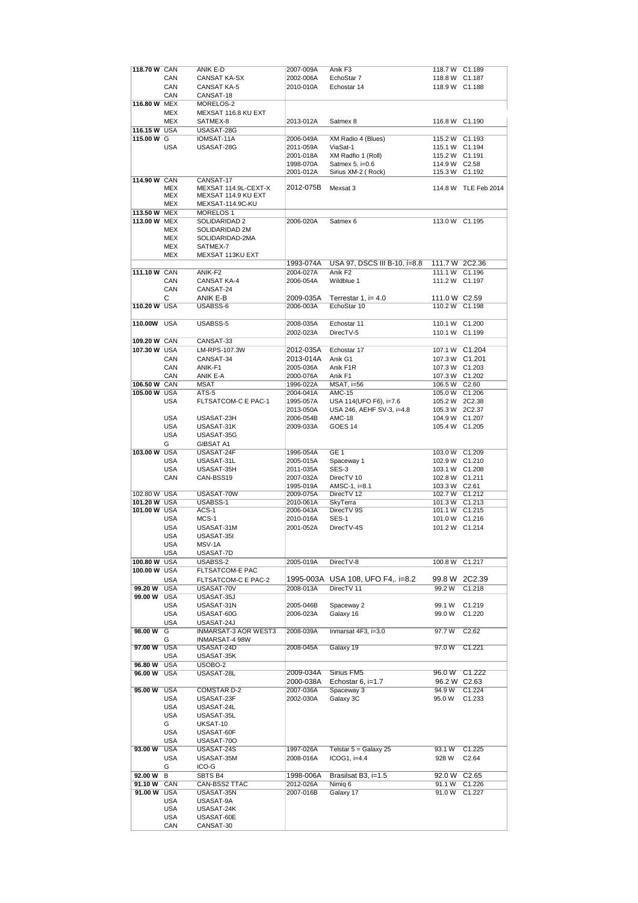| | | | | | | |
|---|---|---|---|---|---|---|
| **118.70 W** | CAN | ANIK E-D | 2007-009A | Anik F3 | 118.7 W | C1.189 |
| | CAN | CANSAT KA-SX | 2002-006A | EchoStar 7 | 118.8 W | C1.187 |
| | CAN | CANSAT KA-5 | 2010-010A | Echostar 14 | 118.9 W | C1.188 |
| | CAN | CANSAT-18 | | | | |
| **116.80 W** | MEX | MORELOS-2 | | | | |
| | MEX | MEXSAT 116.8 KU EXT | | | | |
| | MEX | SATMEX-8 | 2013-012A | Satmex 8 | 116.8 W | C1.190 |
| **116.15 W** | USA | USASAT-28G | | | | |
| **115.00 W** | G | IOMSAT-11A | 2006-049A | XM Radio 4 (Blues) | 115.2 W | C1.193 |
| | USA | USASAT-28G | 2011-059A | ViaSat-1 | 115.1 W | C1.194 |
| | | | 2001-018A | XM Radfio 1 (Roll) | 115.2 W | C1.191 |
| | | | 1998-070A | Satmex 5, i=0.6 | 114.9 W | C2.58 |
| | | | 2001-012A | Sirius XM-2 ( Rock) | 115.3 W | C1.192 |
| **114.90 W** | CAN | CANSAT-17 | | | | |
| | MEX | MEXSAT 114.9L-CEXT-X | 2012-075B | Mexsat 3 | 114.8 W | TLE Feb 2014 |
| | MEX | MEXSAT 114.9 KU EXT | | | | |
| | MEX | MEXSAT-114.9C-KU | | | | |
| **113.50 W** | MEX | MORELOS 1 | | | | |
| **113.00 W** | MEX | SOLIDARIDAD 2 | 2006-020A | Satmex 6 | 113.0 W | C1.195 |
| | MEX | SOLIDARIDAD 2M | | | | |
| | MEX | SOLIDARIDAD-2MA | | | | |
| | MEX | SATMEX-7 | | | | |
| | MEX | MEXSAT 113KU EXT | | | | |
| | | | 1993-074A | USA 97, DSCS III B-10, i=8.8 | 111.7 W | 2C2.36 |
| **111.10 W** | CAN | ANIK-F2 | 2004-027A | Anik F2 | 111.1 W | C1.196 |
| | CAN | CANSAT KA-4 | 2006-054A | Wildblue 1 | 111.2 W | C1.197 |
| | CAN | CANSAT-24 | | | | |
| | C | ANIK E-B | 2009-035A | Terrestar 1, i= 4.0 | 111.0 W | C2.59 |
| **110.20 W** | USA | USABSS-6 | 2006-003A | EchoStar 10 | 110.2 W | C1.198 |
| **110.00W** | USA | USABSS-5 | 2008-035A | Echostar 11 | 110.1 W | C1.200 |
| | | | 2002-023A | DirecTV-5 | 110.1 W | C1.199 |
| **109.20 W** | CAN | CANSAT-33 | | | | |
| **107.30 W** | USA | LM-RPS-107.3W | 2012-035A | Echostar 17 | 107.1 W | C1.204 |
| | CAN | CANSAT-34 | 2013-014A | Anik G1 | 107.3 W | C1.201 |
| | CAN | ANIK-F1 | 2005-036A | Anik F1R | 107.3 W | C1.203 |
| | CAN | ANIK E-A | 2000-076A | Anik F1 | 107.3 W | C1.202 |
| **106.50 W** | CAN | MSAT | 1996-022A | MSAT, i=56 | 106.5 W | C2.60 |
| **105.00 W** | USA | ATS-5 | 2004-041A | AMC-15 | 105.0 W | C1.206 |
| | USA | FLTSATCOM-C E PAC-1 | 1995-057A | USA 114(UFO F6), i=7.6 | 105.2 W | 2C2.38 |
| | | | 2013-050A | USA 246, AEHF SV-3, i=4.8 | 105.3 W | 2C2.37 |
| | USA | USASAT-23H | 2006-054B | AMC-18 | 104.9 W | C1.207 |
| | USA | USASAT-31K | 2009-033A | GOES 14 | 105.4 W | C1.205 |
| | USA | USASAT-35G | | | | |
| | G | GIBSAT A1 | | | | |
| **103.00 W** | USA | USASAT-24F | 1996-054A | GE 1 | 103.0 W | C1.209 |
| | USA | USASAT-31L | 2005-015A | Spaceway 1 | 102.9 W | C1.210 |
| | USA | USASAT-35H | 2011-035A | SES-3 | 103.1 W | C1.208 |
| | CAN | CAN-BSS19 | 2007-032A | DirecTV 10 | 102.8 W | C1.211 |
| | | | 1995-019A | AMSC-1, i=8.1 | 103.3 W | C2.61 |
| **102.80 W** | USA | USASAT-70W | 2009-075A | DirecTV 12 | 102.7 W | C1.212 |
| **101.20 W** | USA | USABSS-1 | 2010-061A | SkyTerra | 101.3 W | C1.213 |
| **101.00 W** | USA | ACS-1 | 2006-043A | DirecTV 9S | 101.1 W | C1.215 |
| | USA | MCS-1 | 2010-016A | SES-1 | 101.0 W | C1.216 |
| | USA | USASAT-31M | 2001-052A | DirecTV-4S | 101.2 W | C1.214 |
| | USA | USASAT-35I | | | | |
| | USA | MSV-1A | | | | |
| | USA | USASAT-7D | | | | |
| **100.80 W** | USA | USABSS-2 | 2005-019A | DirecTV-8 | 100.8 W | C1.217 |
| **100.00 W** | USA | FLTSATCOM-E PAC | | | | |
| | USA | FLTSATCOM-C E PAC-2 | 1995-003A | USA 108, UFO F4,. i=8.2 | 99.8 W | 2C2.39 |
| **99.20 W** | USA | USASAT-70V | 2008-013A | DirecTV 11 | 99.2 W | C1.218 |
| **99.00 W** | USA | USASAT-35J | | | | |
| | USA | USASAT-31N | 2005-046B | Spaceway 2 | 99.1 W | C1.219 |
| | USA | USASAT-60G | 2006-023A | Galaxy 16 | 99.0 W | C1.220 |
| | USA | USASAT-24J | | | | |
| **98.00 W** | G | INMARSAT-3 AOR WEST3 | 2008-039A | Inmarsat 4F3, i=3.0 | 97.7 W | C2.62 |
| | G | INMARSAT-4 98W | | | | |
| **97.00 W** | USA | USASAT-24D | 2008-045A | Galaxy 19 | 97.0 W | C1.221 |
| | USA | USASAT-35K | | | | |
| **96.80 W** | USA | USOBO-2 | | | | |
| **96.00 W** | USA | USASAT-28L | 2009-034A | Sirius FM5 | 96.0 W | C1.222 |
| | | | 2000-038A | Echostar 6, i=1.7 | 96.2 W | C2.63 |
| **95.00 W** | USA | COMSTAR D-2 | 2007-036A | Spaceway 3 | 94.9 W | C1.224 |
| | USA | USASAT-23F | 2002-030A | Galaxy 3C | 95.0 W | C1.233 |
| | USA | USASAT-24L | | | | |
| | USA | USASAT-35L | | | | |
| | G | UKSAT-10 | | | | |
| | USA | USASAT-60F | | | | |
| | USA | USASAT-70O | | | | |
| **93.00 W** | USA | USASAT-24S | 1997-026A | Telstar 5 = Galaxy 25 | 93.1 W | C1.225 |
| | USA | USASAT-35M | 2008-016A | ICOG1, i=4.4 | 928 W | C2.64 |
| | G | ICO-G | | | | |
| **92.00 W** | B | SBTS B4 | 1998-006A | Brasilsat B3, i=1.5 | 92.0 W | C2.65 |
| **91.10 W** | CAN | CAN-BSS2 TTAC | 2012-026A | Nimiq 6 | 91.1 W | C1.226 |
| **91.00 W** | USA | USASAT-35N | 2007-016B | Galaxy 17 | 91.0 W | C1.227 |
| | USA | USASAT-9A | | | | |
| | USA | USASAT-24K | | | | |
| | USA | USASAT-60E | | | | |
| | CAN | CANSAT-30 | | | | |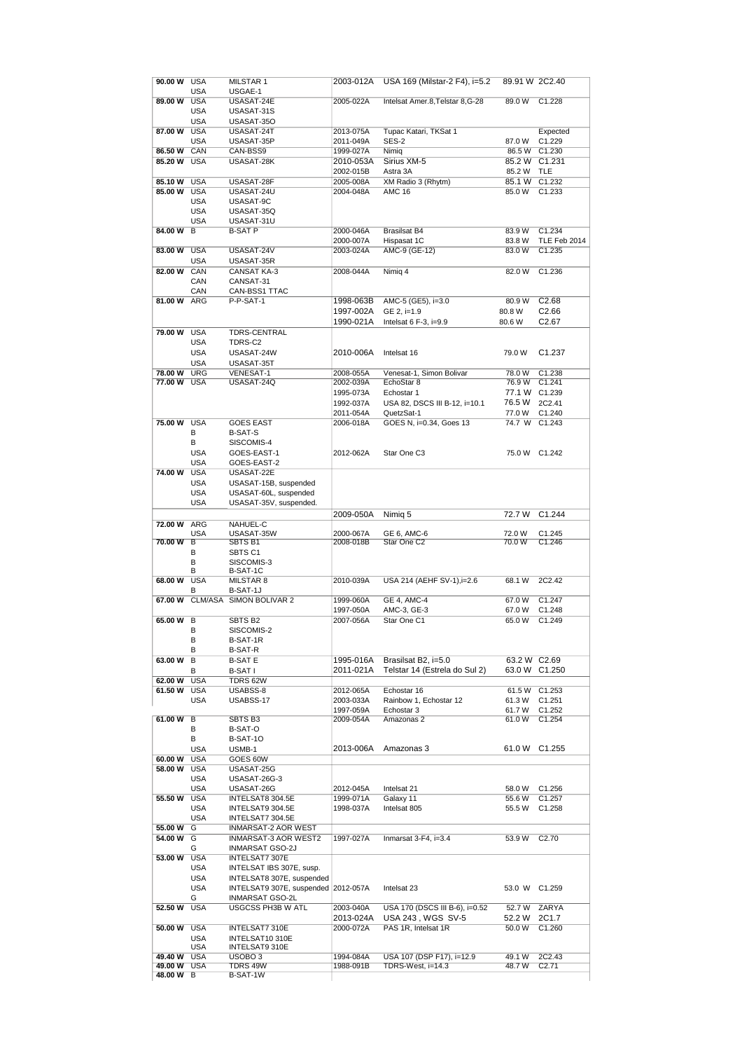| | | | | | | |
|---|---|---|---|---|---|---|
| 90.00 W | USA | MILSTAR 1 | 2003-012A | USA 169 (Milstar-2 F4), i=5.2 | 89.91 W | 2C2.40 |
| | USA | USGAE-1 | | | | |
| 89.00 W | USA | USASAT-24E | 2005-022A | Intelsat Amer.8,Telstar 8,G-28 | 89.0 W | C1.228 |
| | USA | USASAT-31S | | | | |
| | USA | USASAT-35O | | | | |
| 87.00 W | USA | USASAT-24T | 2013-075A | Tupac Katari, TKSat 1 | | Expected |
| | USA | USASAT-35P | 2011-049A | SES-2 | 87.0 W | C1.229 |
| 86.50 W | CAN | CAN-BSS9 | 1999-027A | Nimiq | 86.5 W | C1.230 |
| 85.20 W | USA | USASAT-28K | 2010-053A | Sirius XM-5 | 85.2 W | C1.231 |
| | | | 2002-015B | Astra 3A | 85.2 W | TLE |
| 85.10 W | USA | USASAT-28F | 2005-008A | XM Radio 3 (Rhytm) | 85.1 W | C1.232 |
| 85.00 W | USA | USASAT-24U | 2004-048A | AMC 16 | 85.0 W | C1.233 |
| | USA | USASAT-9C | | | | |
| | USA | USASAT-35Q | | | | |
| | USA | USASAT-31U | | | | |
| 84.00 W | B | B-SAT P | 2000-046A | Brasilsat B4 | 83.9 W | C1.234 |
| | | | 2000-007A | Hispasat 1C | 83.8 W | TLE Feb 2014 |
| 83.00 W | USA | USASAT-24V | 2003-024A | AMC-9 (GE-12) | 83.0 W | C1.235 |
| | USA | USASAT-35R | | | | |
| 82.00 W | CAN | CANSAT KA-3 | 2008-044A | Nimiq 4 | 82.0 W | C1.236 |
| | CAN | CANSAT-31 | | | | |
| | CAN | CAN-BSS1 TTAC | | | | |
| 81.00 W | ARG | P-P-SAT-1 | 1998-063B | AMC-5 (GE5), i=3.0 | 80.9 W | C2.68 |
| | | | 1997-002A | GE 2, i=1.9 | 80.8 W | C2.66 |
| | | | 1990-021A | Intelsat 6 F-3, i=9.9 | 80.6 W | C2.67 |
| 79.00 W | USA | TDRS-CENTRAL | | | | |
| | USA | TDRS-C2 | | | | |
| | USA | USASAT-24W | 2010-006A | Intelsat 16 | 79.0 W | C1.237 |
| | USA | USASAT-35T | | | | |
| 78.00 W | URG | VENESAT-1 | 2008-055A | Venesat-1, Simon Bolivar | 78.0 W | C1.238 |
| 77.00 W | USA | USASAT-24Q | 2002-039A | EchoStar 8 | 76.9 W | C1.241 |
| | | | 1995-073A | Echostar 1 | 77.1 W | C1.239 |
| | | | 1992-037A | USA 82, DSCS III B-12, i=10.1 | 76.5 W | 2C2.41 |
| | | | 2011-054A | QuetzSat-1 | 77.0 W | C1.240 |
| 75.00 W | USA | GOES EAST | 2006-018A | GOES N, i=0.34, Goes 13 | 74.7 W | C1.243 |
| | B | B-SAT-S | | | | |
| | B | SISCOMIS-4 | | | | |
| | USA | GOES-EAST-1 | 2012-062A | Star One C3 | 75.0 W | C1.242 |
| | USA | GOES-EAST-2 | | | | |
| 74.00 W | USA | USASAT-22E | | | | |
| | USA | USASAT-15B, suspended | | | | |
| | USA | USASAT-60L, suspended | | | | |
| | USA | USASAT-35V, suspended. | | | | |
| | | | 2009-050A | Nimiq 5 | 72.7 W | C1.244 |
| 72.00 W | ARG | NAHUEL-C | | | | |
| | USA | USASAT-35W | 2000-067A | GE 6, AMC-6 | 72.0 W | C1.245 |
| 70.00 W | B | SBTS B1 | 2008-018B | Star One C2 | 70.0 W | C1.246 |
| | B | SBTS C1 | | | | |
| | B | SISCOMIS-3 | | | | |
| | B | B-SAT-1C | | | | |
| 68.00 W | USA | MILSTAR 8 | 2010-039A | USA 214 (AEHF SV-1),i=2.6 | 68.1 W | 2C2.42 |
| | B | B-SAT-1J | | | | |
| 67.00 W | CLM/ASA | SIMON BOLIVAR 2 | 1999-060A | GE 4, AMC-4 | 67.0 W | C1.247 |
| | | | 1997-050A | AMC-3, GE-3 | 67.0 W | C1.248 |
| 65.00 W | B | SBTS B2 | 2007-056A | Star One C1 | 65.0 W | C1.249 |
| | B | SISCOMIS-2 | | | | |
| | B | B-SAT-1R | | | | |
| | B | B-SAT-R | | | | |
| 63.00 W | B | B-SAT E | 1995-016A | Brasilsat B2, i=5.0 | 63.2 W | C2.69 |
| | B | B-SAT I | 2011-021A | Telstar 14 (Estrela do Sul 2) | 63.0 W | C1.250 |
| 62.00 W | USA | TDRS 62W | | | | |
| 61.50 W | USA | USABSS-8 | 2012-065A | Echostar 16 | 61.5 W | C1.253 |
| | USA | USABSS-17 | 2003-033A | Rainbow 1, Echostar 12 | 61.3 W | C1.251 |
| | | | 1997-059A | Echostar 3 | 61.7 W | C1.252 |
| 61.00 W | B | SBTS B3 | 2009-054A | Amazonas 2 | 61.0 W | C1.254 |
| | B | B-SAT-O | | | | |
| | B | B-SAT-1O | | | | |
| | USA | USMB-1 | 2013-006A | Amazonas 3 | 61.0 W | C1.255 |
| 60.00 W | USA | GOES 60W | | | | |
| 58.00 W | USA | USASAT-25G | | | | |
| | USA | USASAT-26G-3 | | | | |
| | USA | USASAT-26G | 2012-045A | Intelsat 21 | 58.0 W | C1.256 |
| 55.50 W | USA | INTELSAT8 304.5E | 1999-071A | Galaxy 11 | 55.6 W | C1.257 |
| | USA | INTELSAT9 304.5E | 1998-037A | Intelsat 805 | 55.5 W | C1.258 |
| | USA | INTELSAT7 304.5E | | | | |
| 55.00 W | G | INMARSAT-2 AOR WEST | | | | |
| 54.00 W | G | INMARSAT-3 AOR WEST2 | 1997-027A | Inmarsat 3-F4, i=3.4 | 53.9 W | C2.70 |
| | G | INMARSAT GSO-2J | | | | |
| 53.00 W | USA | INTELSAT7 307E | | | | |
| | USA | INTELSAT IBS 307E, susp. | | | | |
| | USA | INTELSAT8 307E, suspended | | | | |
| | USA | INTELSAT9 307E, suspended | 2012-057A | Intelsat 23 | 53.0 W | C1.259 |
| | G | INMARSAT GSO-2L | | | | |
| 52.50 W | USA | USGCSS PH3B W ATL | 2003-040A | USA 170 (DSCS III B-6), i=0.52 | 52.7 W | ZARYA |
| | | | 2013-024A | USA 243 , WGS SV-5 | 52.2 W | 2C1.7 |
| 50.00 W | USA | INTELSAT7 310E | 2000-072A | PAS 1R, Intelsat 1R | 50.0 W | C1.260 |
| | USA | INTELSAT10 310E | | | | |
| | USA | INTELSAT9 310E | | | | |
| 49.40 W | USA | USOBO 3 | 1994-084A | USA 107 (DSP F17), i=12.9 | 49.1 W | 2C2.43 |
| 49.00 W | USA | TDRS 49W | 1988-091B | TDRS-West, i=14.3 | 48.7 W | C2.71 |
| 48.00 W | B | B-SAT-1W | | | | |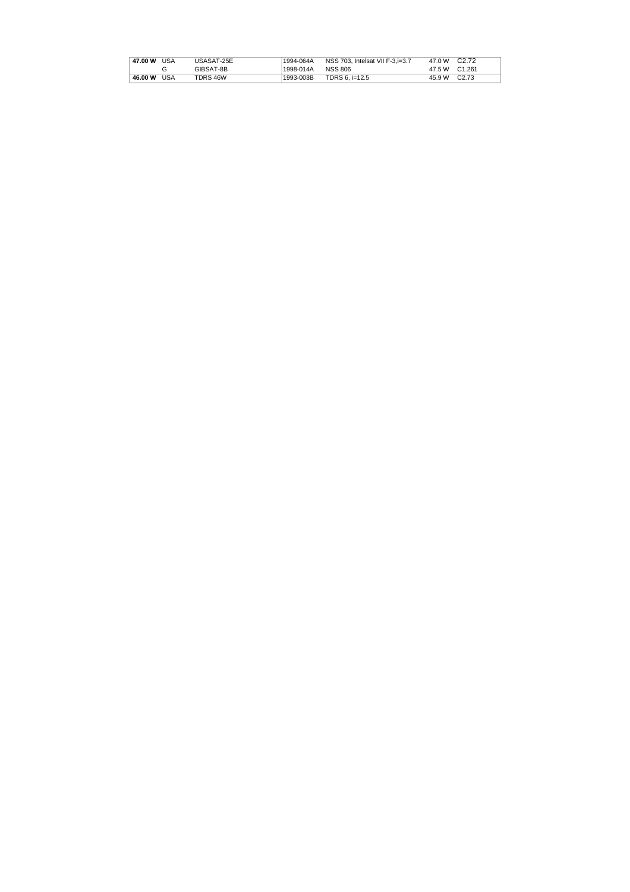| 47.00 W | USA | USASAT-25E | 1994-064A | NSS 703, Intelsat VII F-3,i=3.7 | 47.0 W | C2.72 |
|---|---|---|---|---|---|---|
| | G | GIBSAT-8B | 1998-014A | NSS 806 | 47.5 W | C1.261 |
| 46.00 W | USA | TDRS 46W | 1993-003B | TDRS 6, i=12.5 | 45.9 W | C2.73 |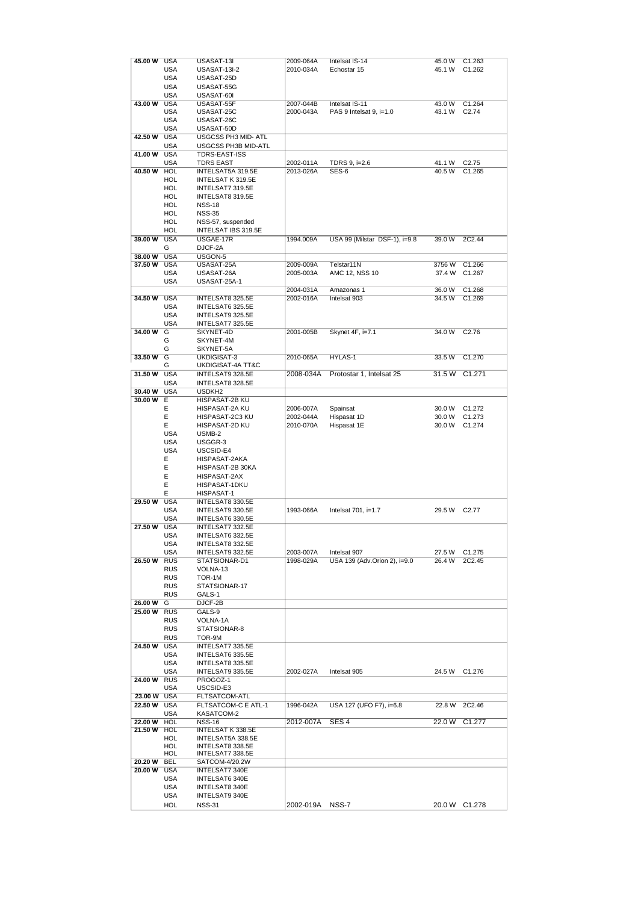| | | | | | | |
|---|---|---|---|---|---|---|
| **45.00 W** | USA | USASAT-13I | 2009-064A | Intelsat IS-14 | 45.0 W | C1.263 |
| | USA | USASAT-13I-2 | 2010-034A | Echostar 15 | 45.1 W | C1.262 |
| | USA | USASAT-25D | | | | |
| | USA | USASAT-55G | | | | |
| | USA | USASAT-60I | | | | |
| **43.00 W** | USA | USASAT-55F | 2007-044B | Intelsat IS-11 | 43.0 W | C1.264 |
| | USA | USASAT-25C | 2000-043A | PAS 9 Intelsat 9, i=1.0 | 43.1 W | C2.74 |
| | USA | USASAT-26C | | | | |
| | USA | USASAT-50D | | | | |
| **42.50 W** | USA | USGCSS PH3 MID- ATL | | | | |
| | USA | USGCSS PH3B MID-ATL | | | | |
| **41.00 W** | USA | TDRS-EAST-ISS | | | | |
| | USA | TDRS EAST | 2002-011A | TDRS 9, i=2.6 | 41.1 W | C2.75 |
| **40.50 W** | HOL | INTELSAT5A 319.5E | 2013-026A | SES-6 | 40.5 W | C1.265 |
| | HOL | INTELSAT K 319.5E | | | | |
| | HOL | INTELSAT7 319.5E | | | | |
| | HOL | INTELSAT8 319.5E | | | | |
| | HOL | NSS-18 | | | | |
| | HOL | NSS-35 | | | | |
| | HOL | NSS-57, suspended | | | | |
| | HOL | INTELSAT IBS 319.5E | | | | |
| **39.00 W** | USA | USGAE-17R | 1994.009A | USA 99 (Milstar DSF-1), i=9.8 | 39.0 W | 2C2.44 |
| | G | DJCF-2A | | | | |
| **38.00 W** | USA | USGON-5 | | | | |
| **37.50 W** | USA | USASAT-25A | 2009-009A | Telstar11N | 3756 W | C1.266 |
| | USA | USASAT-26A | 2005-003A | AMC 12, NSS 10 | 37.4 W | C1.267 |
| | USA | USASAT-25A-1 | | | | |
| | | | 2004-031A | Amazonas 1 | 36.0 W | C1.268 |
| **34.50 W** | USA | INTELSAT8 325.5E | 2002-016A | Intelsat 903 | 34.5 W | C1.269 |
| | USA | INTELSAT6 325.5E | | | | |
| | USA | INTELSAT9 325.5E | | | | |
| | USA | INTELSAT7 325.5E | | | | |
| **34.00 W** | G | SKYNET-4D | 2001-005B | Skynet 4F, i=7.1 | 34.0 W | C2.76 |
| | G | SKYNET-4M | | | | |
| | G | SKYNET-5A | | | | |
| **33.50 W** | G | UKDIGISAT-3 | 2010-065A | HYLAS-1 | 33.5 W | C1.270 |
| | G | UKDIGISAT-4A TT&C | | | | |
| **31.50 W** | USA | INTELSAT9 328.5E | 2008-034A | Protostar 1, Intelsat 25 | 31.5 W | C1.271 |
| | USA | INTELSAT8 328.5E | | | | |
| **30.40 W** | USA | USDKH2 | | | | |
| **30.00 W** | E | HISPASAT-2B KU | | | | |
| | E | HISPASAT-2A KU | 2006-007A | Spainsat | 30.0 W | C1.272 |
| | E | HISPASAT-2C3 KU | 2002-044A | Hispasat 1D | 30.0 W | C1.273 |
| | E | HISPASAT-2D KU | 2010-070A | Hispasat 1E | 30.0 W | C1.274 |
| | USA | USMB-2 | | | | |
| | USA | USGGR-3 | | | | |
| | USA | USCSID-E4 | | | | |
| | E | HISPASAT-2AKA | | | | |
| | E | HISPASAT-2B 30KA | | | | |
| | E | HISPASAT-2AX | | | | |
| | E | HISPASAT-1DKU | | | | |
| | E | HISPASAT-1 | | | | |
| **29.50 W** | USA | INTELSAT8 330.5E | | | | |
| | USA | INTELSAT9 330.5E | 1993-066A | Intelsat 701, i=1.7 | 29.5 W | C2.77 |
| | USA | INTELSAT6 330.5E | | | | |
| **27.50 W** | USA | INTELSAT7 332.5E | | | | |
| | USA | INTELSAT6 332.5E | | | | |
| | USA | INTELSAT8 332.5E | | | | |
| | USA | INTELSAT9 332.5E | 2003-007A | Intelsat 907 | 27.5 W | C1.275 |
| **26.50 W** | RUS | STATSIONAR-D1 | 1998-029A | USA 139 (Adv.Orion 2), i=9.0 | 26.4 W | 2C2.45 |
| | RUS | VOLNA-13 | | | | |
| | RUS | TOR-1M | | | | |
| | RUS | STATSIONAR-17 | | | | |
| | RUS | GALS-1 | | | | |
| **26.00 W** | G | DJCF-2B | | | | |
| **25.00 W** | RUS | GALS-9 | | | | |
| | RUS | VOLNA-1A | | | | |
| | RUS | STATSIONAR-8 | | | | |
| | RUS | TOR-9M | | | | |
| **24.50 W** | USA | INTELSAT7 335.5E | | | | |
| | USA | INTELSAT6 335.5E | | | | |
| | USA | INTELSAT8 335.5E | | | | |
| | USA | INTELSAT9 335.5E | 2002-027A | Intelsat 905 | 24.5 W | C1.276 |
| **24.00 W** | RUS | PROGOZ-1 | | | | |
| | USA | USCSID-E3 | | | | |
| **23.00 W** | USA | FLTSATCOM-ATL | | | | |
| **22.50 W** | USA | FLTSATCOM-C E ATL-1 | 1996-042A | USA 127 (UFO F7), i=6.8 | 22.8 W | 2C2.46 |
| | USA | KASATCOM-2 | | | | |
| **22.00 W** | HOL | NSS-16 | 2012-007A | SES 4 | 22.0 W | C1.277 |
| **21.50 W** | HOL | INTELSAT K 338.5E | | | | |
| | HOL | INTELSAT5A 338.5E | | | | |
| | HOL | INTELSAT8 338.5E | | | | |
| | HOL | INTELSAT7 338.5E | | | | |
| **20.20 W** | BEL | SATCOM-4/20.2W | | | | |
| **20.00 W** | USA | INTELSAT7 340E | | | | |
| | USA | INTELSAT6 340E | | | | |
| | USA | INTELSAT8 340E | | | | |
| | USA | INTELSAT9 340E | | | | |
| | HOL | NSS-31 | 2002-019A | NSS-7 | 20.0 W | C1.278 |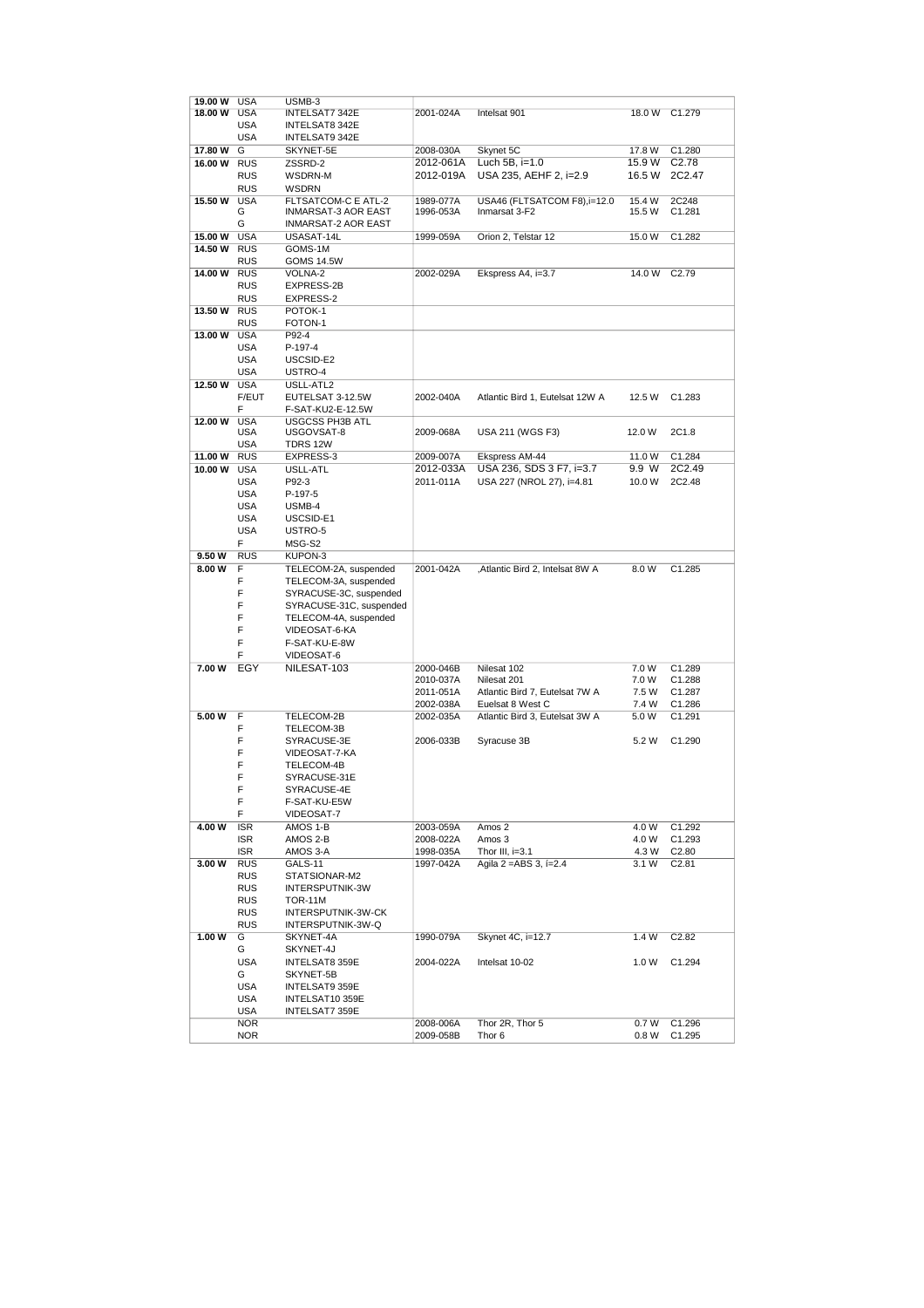| | | | | | | |
|---|---|---|---|---|---|---|
| **19.00 W** | USA | USMB-3 | | | | |
| **18.00 W** | USA | INTELSAT7 342E | 2001-024A | Intelsat 901 | 18.0 W | C1.279 |
| | USA | INTELSAT8 342E | | | | |
| | USA | INTELSAT9 342E | | | | |
| **17.80 W** | G | SKYNET-5E | 2008-030A | Skynet 5C | 17.8 W | C1.280 |
| **16.00 W** | RUS | ZSSRD-2 | 2012-061A | Luch 5B, i=1.0 | 15.9 W | C2.78 |
| | RUS | WSDRN-M | 2012-019A | USA 235, AEHF 2, i=2.9 | 16.5 W | 2C2.47 |
| | RUS | WSDRN | | | | |
| **15.50 W** | USA | FLTSATCOM-C E ATL-2 | 1989-077A | USA46 (FLTSATCOM F8),i=12.0 | 15.4 W | 2C248 |
| | G | INMARSAT-3 AOR EAST | 1996-053A | Inmarsat 3-F2 | 15.5 W | C1.281 |
| | G | INMARSAT-2 AOR EAST | | | | |
| **15.00 W** | USA | USASAT-14L | 1999-059A | Orion 2, Telstar 12 | 15.0 W | C1.282 |
| **14.50 W** | RUS | GOMS-1M | | | | |
| | RUS | GOMS 14.5W | | | | |
| **14.00 W** | RUS | VOLNA-2 | 2002-029A | Ekspress A4, i=3.7 | 14.0 W | C2.79 |
| | RUS | EXPRESS-2B | | | | |
| | RUS | EXPRESS-2 | | | | |
| **13.50 W** | RUS | POTOK-1 | | | | |
| | RUS | FOTON-1 | | | | |
| **13.00 W** | USA | P92-4 | | | | |
| | USA | P-197-4 | | | | |
| | USA | USCSID-E2 | | | | |
| | USA | USTRO-4 | | | | |
| **12.50 W** | USA | USLL-ATL2 | | | | |
| | F/EUT | EUTELSAT 3-12.5W | 2002-040A | Atlantic Bird 1, Eutelsat 12W A | 12.5 W | C1.283 |
| | F | F-SAT-KU2-E-12.5W | | | | |
| **12.00 W** | USA | USGCSS PH3B ATL | | | | |
| | USA | USGOVSAT-8 | 2009-068A | USA 211 (WGS F3) | 12.0 W | 2C1.8 |
| | USA | TDRS 12W | | | | |
| **11.00 W** | RUS | EXPRESS-3 | 2009-007A | Ekspress AM-44 | 11.0 W | C1.284 |
| **10.00 W** | USA | USLL-ATL | 2012-033A | USA 236, SDS 3 F7, i=3.7 | 9.9 W | 2C2.49 |
| | USA | P92-3 | 2011-011A | USA 227 (NROL 27), i=4.81 | 10.0 W | 2C2.48 |
| | USA | P-197-5 | | | | |
| | USA | USMB-4 | | | | |
| | USA | USCSID-E1 | | | | |
| | USA | USTRO-5 | | | | |
| | F | MSG-S2 | | | | |
| **9.50 W** | RUS | KUPON-3 | | | | |
| **8.00 W** | F | TELECOM-2A, suspended | 2001-042A | ,Atlantic Bird 2, Intelsat 8W A | 8.0 W | C1.285 |
| | F | TELECOM-3A, suspended | | | | |
| | F | SYRACUSE-3C, suspended | | | | |
| | F | SYRACUSE-31C, suspended | | | | |
| | F | TELECOM-4A, suspended | | | | |
| | F | VIDEOSAT-6-KA | | | | |
| | F | F-SAT-KU-E-8W | | | | |
| | F | VIDEOSAT-6 | | | | |
| **7.00 W** | EGY | NILESAT-103 | 2000-046B | Nilesat 102 | 7.0 W | C1.289 |
| | | | 2010-037A | Nilesat 201 | 7.0 W | C1.288 |
| | | | 2011-051A | Atlantic Bird 7, Eutelsat 7W A | 7.5 W | C1.287 |
| | | | 2002-038A | Euelsat 8 West C | 7.4 W | C1.286 |
| **5.00 W** | F | TELECOM-2B | 2002-035A | Atlantic Bird 3, Eutelsat 3W A | 5.0 W | C1.291 |
| | F | TELECOM-3B | | | | |
| | F | SYRACUSE-3E | 2006-033B | Syracuse 3B | 5.2 W | C1.290 |
| | F | VIDEOSAT-7-KA | | | | |
| | F | TELECOM-4B | | | | |
| | F | SYRACUSE-31E | | | | |
| | F | SYRACUSE-4E | | | | |
| | F | F-SAT-KU-E5W | | | | |
| | F | VIDEOSAT-7 | | | | |
| **4.00 W** | ISR | AMOS 1-B | 2003-059A | Amos 2 | 4.0 W | C1.292 |
| | ISR | AMOS 2-B | 2008-022A | Amos 3 | 4.0 W | C1.293 |
| | ISR | AMOS 3-A | 1998-035A | Thor III, i=3.1 | 4.3 W | C2.80 |
| **3.00 W** | RUS | GALS-11 | 1997-042A | Agila 2 =ABS 3, i=2.4 | 3.1 W | C2.81 |
| | RUS | STATSIONAR-M2 | | | | |
| | RUS | INTERSPUTNIK-3W | | | | |
| | RUS | TOR-11M | | | | |
| | RUS | INTERSPUTNIK-3W-CK | | | | |
| | RUS | INTERSPUTNIK-3W-Q | | | | |
| **1.00 W** | G | SKYNET-4A | 1990-079A | Skynet 4C, i=12.7 | 1.4 W | C2.82 |
| | G | SKYNET-4J | | | | |
| | USA | INTELSAT8 359E | 2004-022A | Intelsat 10-02 | 1.0 W | C1.294 |
| | G | SKYNET-5B | | | | |
| | USA | INTELSAT9 359E | | | | |
| | USA | INTELSAT10 359E | | | | |
| | USA | INTELSAT7 359E | | | | |
| | NOR | | 2008-006A | Thor 2R, Thor 5 | 0.7 W | C1.296 |
| | NOR | | 2009-058B | Thor 6 | 0.8 W | C1.295 |